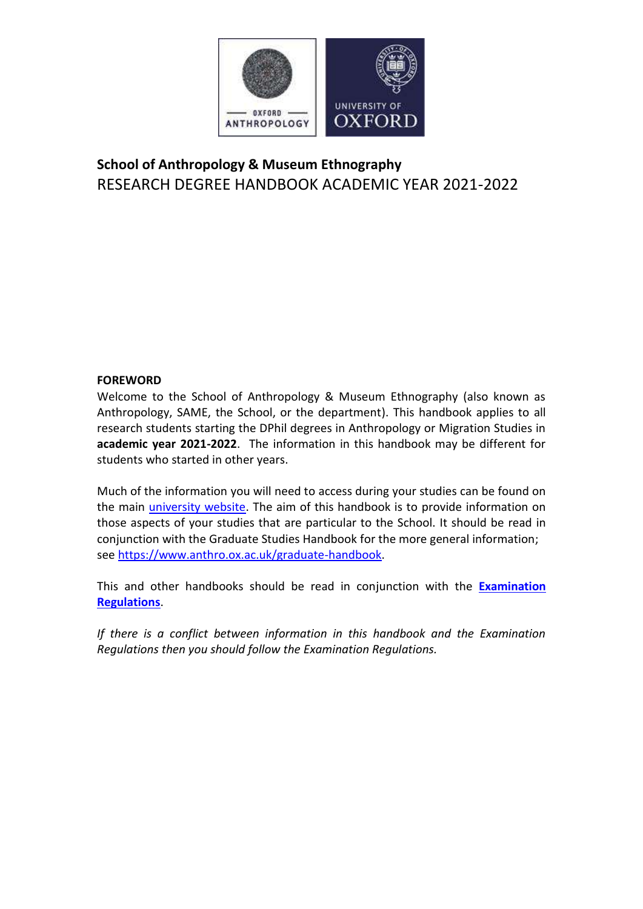# School of Anthropology & Museum Ethnography

## RESEARCH DEGREE HANDBOOK ACADEMIC YEAR 2021-2022

**FOREWORD**

Welcome to the School of Anthropology & Museum Ethnography (also known as Anthropology, SAME, the School, or the department). This handbook applies to all research students starting the DPhil degrees in Anthropology or Migration Studies in **academic year 2021-2022**. The information in this handbook may be different for students who started in other years.

Much of the information you will need to access during your studies can be found on the main university website. The aim of this handbook is to provide information on those aspects of your studies that are particular to the School. It should be read in conjunction with the Graduate Studies Handbook for the more general information; see https://www.anthro.ox.ac.uk/graduate-handbook.

This and other handbooks should be read in conjunction with the **Examination Regulations**.

*If there is a conflict between information in this handbook and the Examination Regulations then you should follow the Examination Regulations.*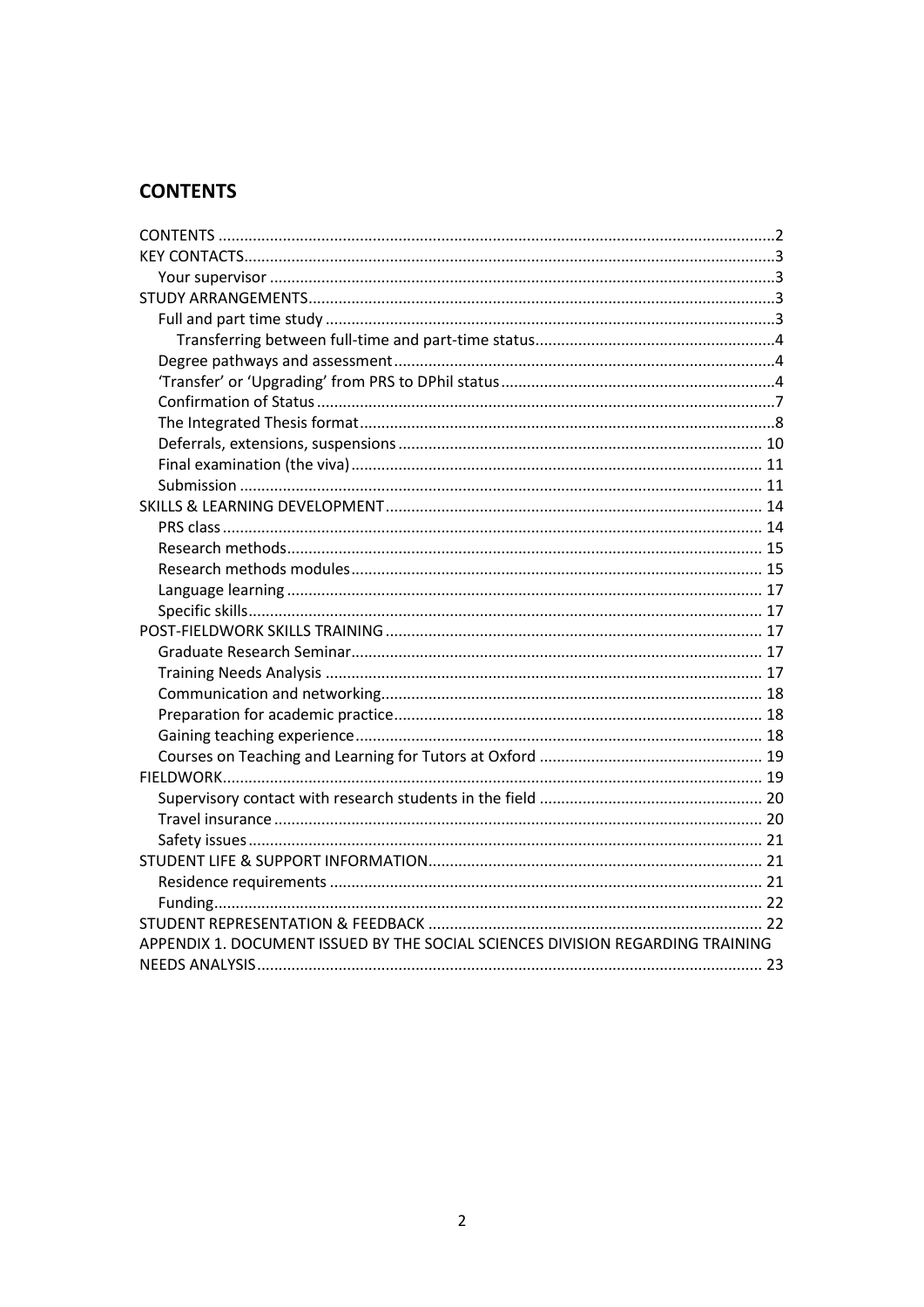## CONTENTS

CONTENTS ........................................................................................................................ 2
KEY CONTACTS ................................................................................................................. 3
  Your supervisor ............................................................................................................ 3
STUDY ARRANGEMENTS ................................................................................................. 3
  Full and part time study ............................................................................................... 3
    Transferring between full-time and part-time status ................................................. 4
  Degree pathways and assessment ................................................................................ 4
  'Transfer' or 'Upgrading' from PRS to DPhil status ...................................................... 4
  Confirmation of Status ................................................................................................. 7
  The Integrated Thesis format ........................................................................................ 8
  Deferrals, extensions, suspensions ............................................................................ 10
  Final examination (the viva) ....................................................................................... 11
  Submission ................................................................................................................. 11
SKILLS & LEARNING DEVELOPMENT .............................................................................. 14
  PRS class .................................................................................................................... 14
  Research methods ...................................................................................................... 15
  Research methods modules ........................................................................................ 15
  Language learning ...................................................................................................... 17
  Specific skills .............................................................................................................. 17
POST-FIELDWORK SKILLS TRAINING ............................................................................... 17
  Graduate Research Seminar ........................................................................................ 17
  Training Needs Analysis ............................................................................................. 17
  Communication and networking ................................................................................. 18
  Preparation for academic practice .............................................................................. 18
  Gaining teaching experience ....................................................................................... 18
  Courses on Teaching and Learning for Tutors at Oxford ............................................. 19
FIELDWORK ..................................................................................................................... 19
  Supervisory contact with research students in the field ............................................. 20
  Travel insurance ......................................................................................................... 20
  Safety issues ............................................................................................................... 21
STUDENT LIFE & SUPPORT INFORMATION ..................................................................... 21
  Residence requirements ............................................................................................. 21
  Funding ....................................................................................................................... 22
STUDENT REPRESENTATION & FEEDBACK ..................................................................... 22
APPENDIX 1. DOCUMENT ISSUED BY THE SOCIAL SCIENCES DIVISION REGARDING TRAINING NEEDS ANALYSIS ............................................................................................................ 23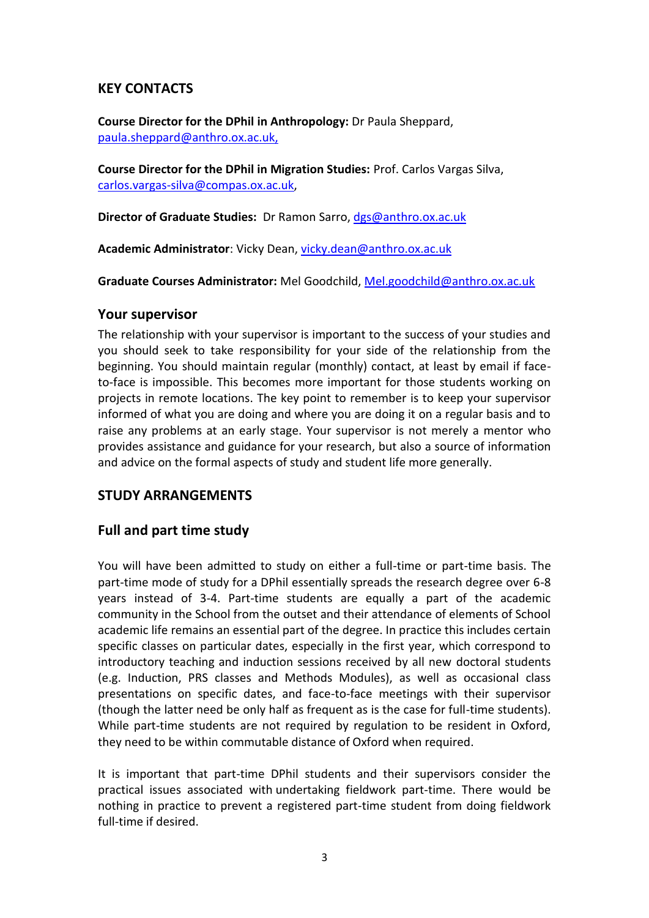## KEY CONTACTS

**Course Director for the DPhil in Anthropology:** Dr Paula Sheppard, paula.sheppard@anthro.ox.ac.uk,

**Course Director for the DPhil in Migration Studies:** Prof. Carlos Vargas Silva, carlos.vargas-silva@compas.ox.ac.uk,

**Director of Graduate Studies:** Dr Ramon Sarro, dgs@anthro.ox.ac.uk

**Academic Administrator**: Vicky Dean, vicky.dean@anthro.ox.ac.uk

**Graduate Courses Administrator:** Mel Goodchild, Mel.goodchild@anthro.ox.ac.uk

### Your supervisor

The relationship with your supervisor is important to the success of your studies and you should seek to take responsibility for your side of the relationship from the beginning. You should maintain regular (monthly) contact, at least by email if face-to-face is impossible. This becomes more important for those students working on projects in remote locations. The key point to remember is to keep your supervisor informed of what you are doing and where you are doing it on a regular basis and to raise any problems at an early stage. Your supervisor is not merely a mentor who provides assistance and guidance for your research, but also a source of information and advice on the formal aspects of study and student life more generally.

## STUDY ARRANGEMENTS

### Full and part time study

You will have been admitted to study on either a full-time or part-time basis. The part-time mode of study for a DPhil essentially spreads the research degree over 6-8 years instead of 3-4. Part-time students are equally a part of the academic community in the School from the outset and their attendance of elements of School academic life remains an essential part of the degree. In practice this includes certain specific classes on particular dates, especially in the first year, which correspond to introductory teaching and induction sessions received by all new doctoral students (e.g. Induction, PRS classes and Methods Modules), as well as occasional class presentations on specific dates, and face-to-face meetings with their supervisor (though the latter need be only half as frequent as is the case for full-time students). While part-time students are not required by regulation to be resident in Oxford, they need to be within commutable distance of Oxford when required.

It is important that part-time DPhil students and their supervisors consider the practical issues associated with undertaking fieldwork part-time. There would be nothing in practice to prevent a registered part-time student from doing fieldwork full-time if desired.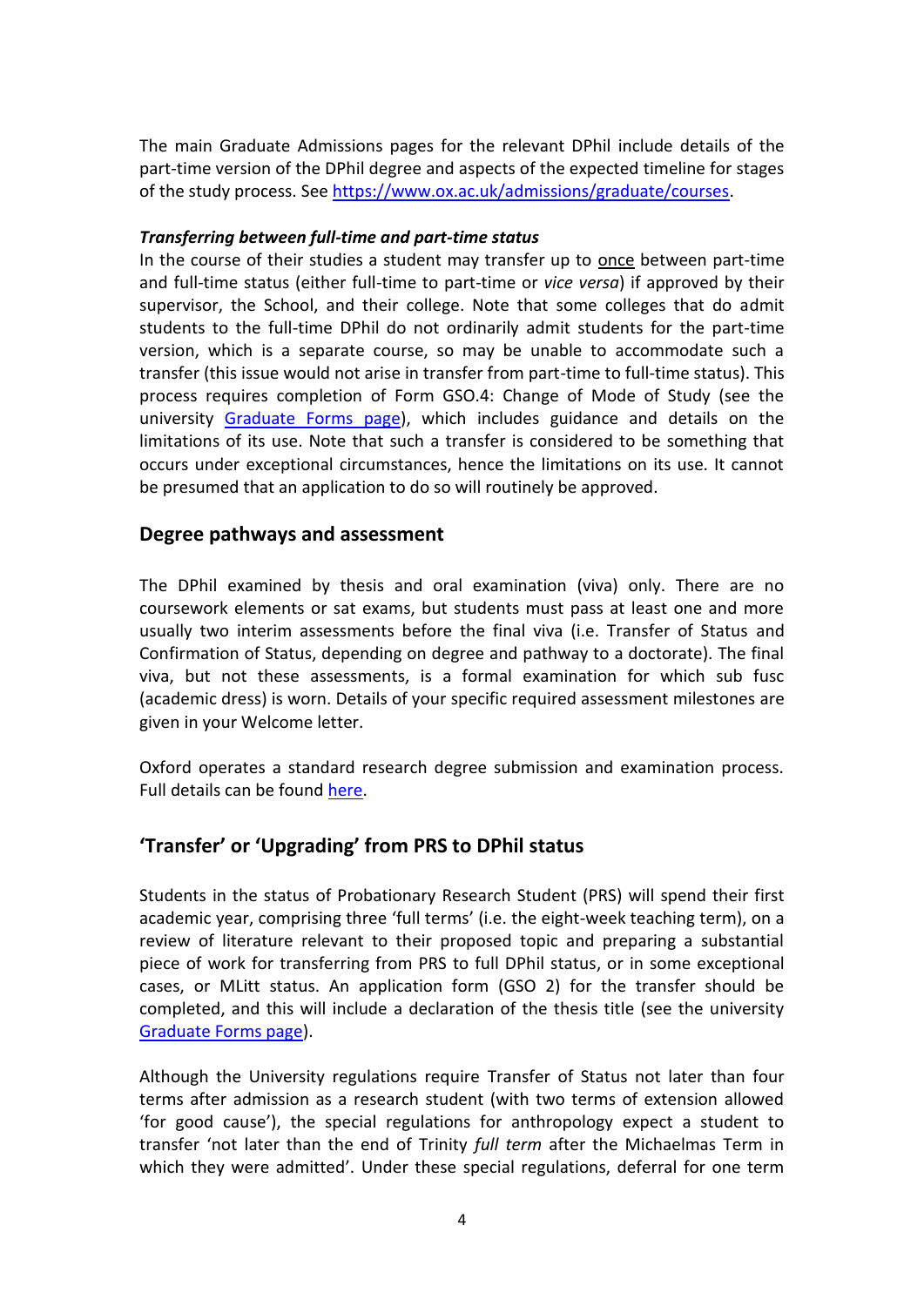The main Graduate Admissions pages for the relevant DPhil include details of the part-time version of the DPhil degree and aspects of the expected timeline for stages of the study process. See [https://www.ox.ac.uk/admissions/graduate/courses](https://www.ox.ac.uk/admissions/graduate/courses).

***Transferring between full-time and part-time status***

In the course of their studies a student may transfer up to <u>once</u> between part-time and full-time status (either full-time to part-time or *vice versa*) if approved by their supervisor, the School, and their college. Note that some colleges that do admit students to the full-time DPhil do not ordinarily admit students for the part-time version, which is a separate course, so may be unable to accommodate such a transfer (this issue would not arise in transfer from part-time to full-time status). This process requires completion of Form GSO.4: Change of Mode of Study (see the university [Graduate Forms page](Graduate Forms page)), which includes guidance and details on the limitations of its use. Note that such a transfer is considered to be something that occurs under exceptional circumstances, hence the limitations on its use. It cannot be presumed that an application to do so will routinely be approved.

## Degree pathways and assessment

The DPhil examined by thesis and oral examination (viva) only. There are no coursework elements or sat exams, but students must pass at least one and more usually two interim assessments before the final viva (i.e. Transfer of Status and Confirmation of Status, depending on degree and pathway to a doctorate). The final viva, but not these assessments, is a formal examination for which sub fusc (academic dress) is worn. Details of your specific required assessment milestones are given in your Welcome letter.

Oxford operates a standard research degree submission and examination process. Full details can be found [here](here).

## 'Transfer' or 'Upgrading' from PRS to DPhil status

Students in the status of Probationary Research Student (PRS) will spend their first academic year, comprising three 'full terms' (i.e. the eight-week teaching term), on a review of literature relevant to their proposed topic and preparing a substantial piece of work for transferring from PRS to full DPhil status, or in some exceptional cases, or MLitt status. An application form (GSO 2) for the transfer should be completed, and this will include a declaration of the thesis title (see the university [Graduate Forms page](Graduate Forms page)).

Although the University regulations require Transfer of Status not later than four terms after admission as a research student (with two terms of extension allowed 'for good cause'), the special regulations for anthropology expect a student to transfer 'not later than the end of Trinity *full term* after the Michaelmas Term in which they were admitted'. Under these special regulations, deferral for one term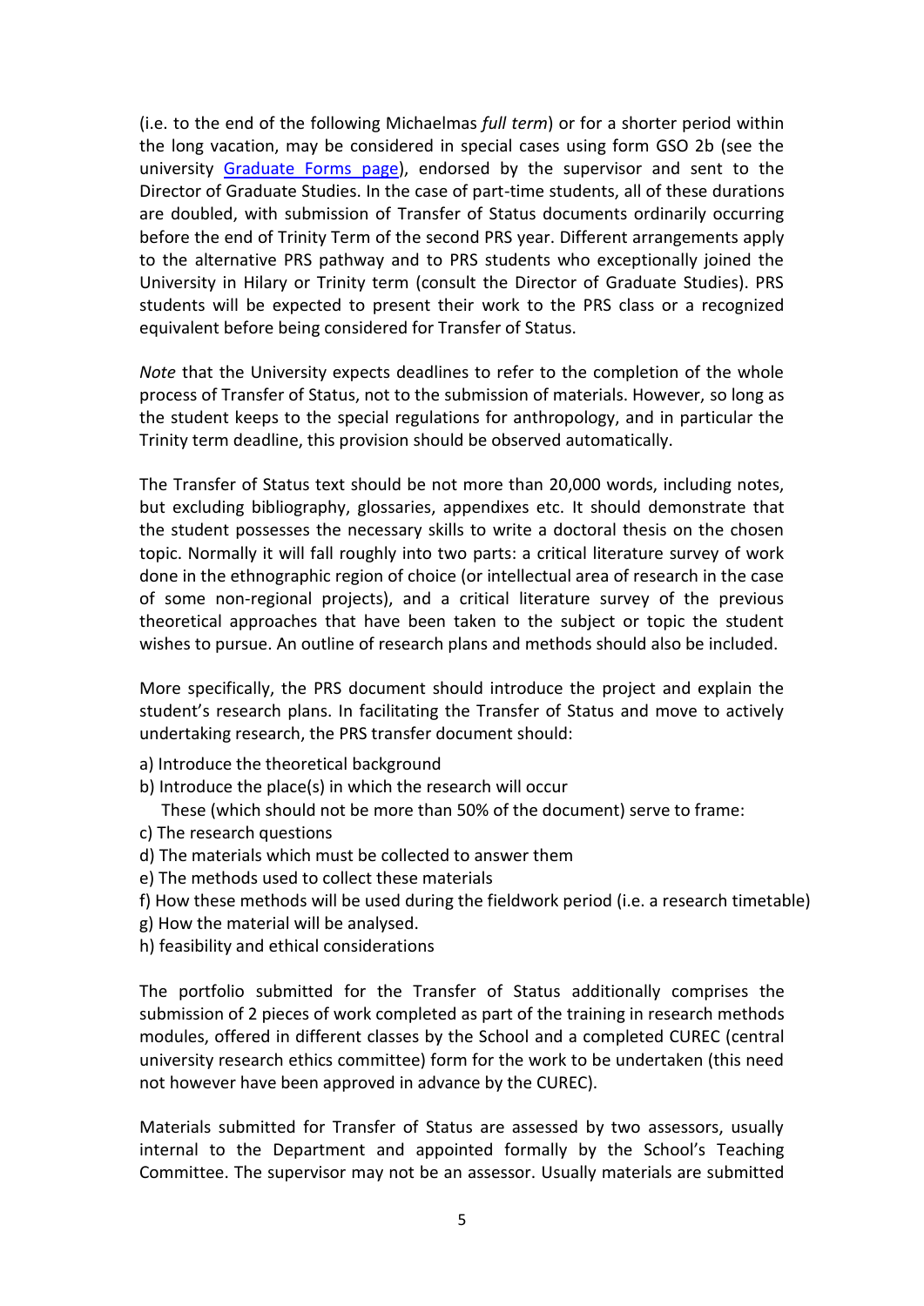(i.e. to the end of the following Michaelmas *full term*) or for a shorter period within the long vacation, may be considered in special cases using form GSO 2b (see the university [Graduate Forms page](#)), endorsed by the supervisor and sent to the Director of Graduate Studies. In the case of part-time students, all of these durations are doubled, with submission of Transfer of Status documents ordinarily occurring before the end of Trinity Term of the second PRS year. Different arrangements apply to the alternative PRS pathway and to PRS students who exceptionally joined the University in Hilary or Trinity term (consult the Director of Graduate Studies). PRS students will be expected to present their work to the PRS class or a recognized equivalent before being considered for Transfer of Status.

*Note* that the University expects deadlines to refer to the completion of the whole process of Transfer of Status, not to the submission of materials. However, so long as the student keeps to the special regulations for anthropology, and in particular the Trinity term deadline, this provision should be observed automatically.

The Transfer of Status text should be not more than 20,000 words, including notes, but excluding bibliography, glossaries, appendixes etc. It should demonstrate that the student possesses the necessary skills to write a doctoral thesis on the chosen topic. Normally it will fall roughly into two parts: a critical literature survey of work done in the ethnographic region of choice (or intellectual area of research in the case of some non-regional projects), and a critical literature survey of the previous theoretical approaches that have been taken to the subject or topic the student wishes to pursue. An outline of research plans and methods should also be included.

More specifically, the PRS document should introduce the project and explain the student's research plans. In facilitating the Transfer of Status and move to actively undertaking research, the PRS transfer document should:

a) Introduce the theoretical background
b) Introduce the place(s) in which the research will occur
   These (which should not be more than 50% of the document) serve to frame:
c) The research questions
d) The materials which must be collected to answer them
e) The methods used to collect these materials
f) How these methods will be used during the fieldwork period (i.e. a research timetable)
g) How the material will be analysed.
h) feasibility and ethical considerations

The portfolio submitted for the Transfer of Status additionally comprises the submission of 2 pieces of work completed as part of the training in research methods modules, offered in different classes by the School and a completed CUREC (central university research ethics committee) form for the work to be undertaken (this need not however have been approved in advance by the CUREC).

Materials submitted for Transfer of Status are assessed by two assessors, usually internal to the Department and appointed formally by the School's Teaching Committee. The supervisor may not be an assessor. Usually materials are submitted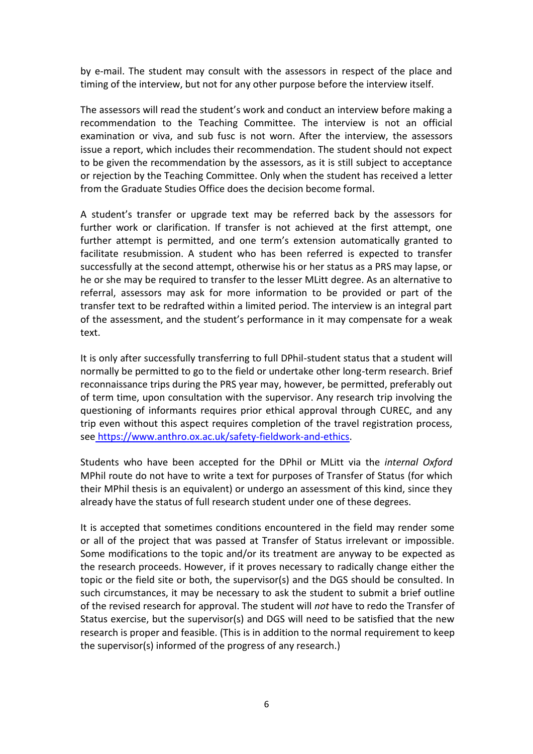by e-mail. The student may consult with the assessors in respect of the place and timing of the interview, but not for any other purpose before the interview itself.

The assessors will read the student's work and conduct an interview before making a recommendation to the Teaching Committee. The interview is not an official examination or viva, and sub fusc is not worn. After the interview, the assessors issue a report, which includes their recommendation. The student should not expect to be given the recommendation by the assessors, as it is still subject to acceptance or rejection by the Teaching Committee. Only when the student has received a letter from the Graduate Studies Office does the decision become formal.

A student's transfer or upgrade text may be referred back by the assessors for further work or clarification. If transfer is not achieved at the first attempt, one further attempt is permitted, and one term's extension automatically granted to facilitate resubmission. A student who has been referred is expected to transfer successfully at the second attempt, otherwise his or her status as a PRS may lapse, or he or she may be required to transfer to the lesser MLitt degree. As an alternative to referral, assessors may ask for more information to be provided or part of the transfer text to be redrafted within a limited period. The interview is an integral part of the assessment, and the student's performance in it may compensate for a weak text.

It is only after successfully transferring to full DPhil-student status that a student will normally be permitted to go to the field or undertake other long-term research. Brief reconnaissance trips during the PRS year may, however, be permitted, preferably out of term time, upon consultation with the supervisor. Any research trip involving the questioning of informants requires prior ethical approval through CUREC, and any trip even without this aspect requires completion of the travel registration process, see [https://www.anthro.ox.ac.uk/safety-fieldwork-and-ethics](https://www.anthro.ox.ac.uk/safety-fieldwork-and-ethics).

Students who have been accepted for the DPhil or MLitt via the *internal Oxford* MPhil route do not have to write a text for purposes of Transfer of Status (for which their MPhil thesis is an equivalent) or undergo an assessment of this kind, since they already have the status of full research student under one of these degrees.

It is accepted that sometimes conditions encountered in the field may render some or all of the project that was passed at Transfer of Status irrelevant or impossible. Some modifications to the topic and/or its treatment are anyway to be expected as the research proceeds. However, if it proves necessary to radically change either the topic or the field site or both, the supervisor(s) and the DGS should be consulted. In such circumstances, it may be necessary to ask the student to submit a brief outline of the revised research for approval. The student will *not* have to redo the Transfer of Status exercise, but the supervisor(s) and DGS will need to be satisfied that the new research is proper and feasible. (This is in addition to the normal requirement to keep the supervisor(s) informed of the progress of any research.)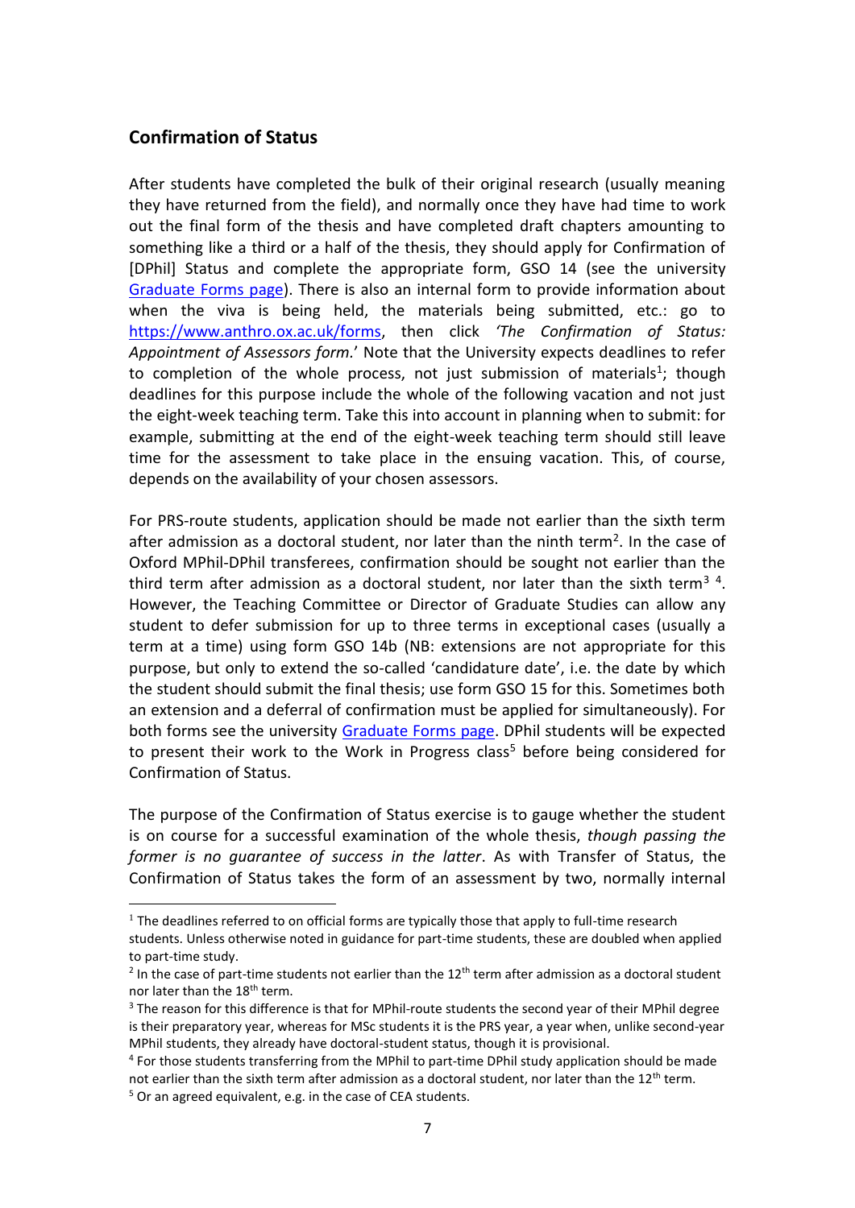## Confirmation of Status

After students have completed the bulk of their original research (usually meaning they have returned from the field), and normally once they have had time to work out the final form of the thesis and have completed draft chapters amounting to something like a third or a half of the thesis, they should apply for Confirmation of [DPhil] Status and complete the appropriate form, GSO 14 (see the university [Graduate Forms page](#)). There is also an internal form to provide information about when the viva is being held, the materials being submitted, etc.: go to https://www.anthro.ox.ac.uk/forms, then click *'The Confirmation of Status: Appointment of Assessors form.'* Note that the University expects deadlines to refer to completion of the whole process, not just submission of materials[1]; though deadlines for this purpose include the whole of the following vacation and not just the eight-week teaching term. Take this into account in planning when to submit: for example, submitting at the end of the eight-week teaching term should still leave time for the assessment to take place in the ensuing vacation. This, of course, depends on the availability of your chosen assessors.

For PRS-route students, application should be made not earlier than the sixth term after admission as a doctoral student, nor later than the ninth term[2]. In the case of Oxford MPhil-DPhil transferees, confirmation should be sought not earlier than the third term after admission as a doctoral student, nor later than the sixth term[3] [4]. However, the Teaching Committee or Director of Graduate Studies can allow any student to defer submission for up to three terms in exceptional cases (usually a term at a time) using form GSO 14b (NB: extensions are not appropriate for this purpose, but only to extend the so-called 'candidature date', i.e. the date by which the student should submit the final thesis; use form GSO 15 for this. Sometimes both an extension and a deferral of confirmation must be applied for simultaneously). For both forms see the university [Graduate Forms page](#). DPhil students will be expected to present their work to the Work in Progress class[5] before being considered for Confirmation of Status.

The purpose of the Confirmation of Status exercise is to gauge whether the student is on course for a successful examination of the whole thesis, *though passing the former is no guarantee of success in the latter*. As with Transfer of Status, the Confirmation of Status takes the form of an assessment by two, normally internal

---

[1] The deadlines referred to on official forms are typically those that apply to full-time research students. Unless otherwise noted in guidance for part-time students, these are doubled when applied to part-time study.

[2] In the case of part-time students not earlier than the 12th term after admission as a doctoral student nor later than the 18th term.

[3] The reason for this difference is that for MPhil-route students the second year of their MPhil degree is their preparatory year, whereas for MSc students it is the PRS year, a year when, unlike second-year MPhil students, they already have doctoral-student status, though it is provisional.

[4] For those students transferring from the MPhil to part-time DPhil study application should be made not earlier than the sixth term after admission as a doctoral student, nor later than the 12th term.

[5] Or an agreed equivalent, e.g. in the case of CEA students.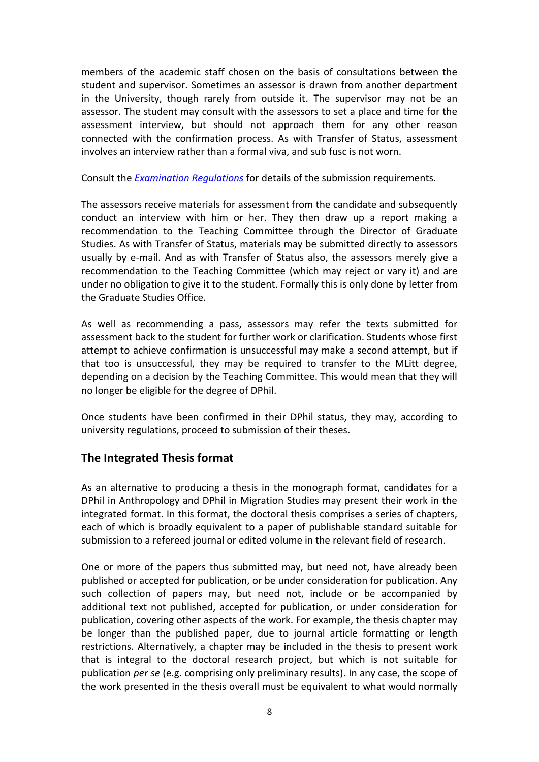members of the academic staff chosen on the basis of consultations between the student and supervisor. Sometimes an assessor is drawn from another department in the University, though rarely from outside it. The supervisor may not be an assessor. The student may consult with the assessors to set a place and time for the assessment interview, but should not approach them for any other reason connected with the confirmation process. As with Transfer of Status, assessment involves an interview rather than a formal viva, and sub fusc is not worn.

Consult the *[Examination Regulations](Examination Regulations)* for details of the submission requirements.

The assessors receive materials for assessment from the candidate and subsequently conduct an interview with him or her. They then draw up a report making a recommendation to the Teaching Committee through the Director of Graduate Studies. As with Transfer of Status, materials may be submitted directly to assessors usually by e-mail. And as with Transfer of Status also, the assessors merely give a recommendation to the Teaching Committee (which may reject or vary it) and are under no obligation to give it to the student. Formally this is only done by letter from the Graduate Studies Office.

As well as recommending a pass, assessors may refer the texts submitted for assessment back to the student for further work or clarification. Students whose first attempt to achieve confirmation is unsuccessful may make a second attempt, but if that too is unsuccessful, they may be required to transfer to the MLitt degree, depending on a decision by the Teaching Committee. This would mean that they will no longer be eligible for the degree of DPhil.

Once students have been confirmed in their DPhil status, they may, according to university regulations, proceed to submission of their theses.

## The Integrated Thesis format

As an alternative to producing a thesis in the monograph format, candidates for a DPhil in Anthropology and DPhil in Migration Studies may present their work in the integrated format. In this format, the doctoral thesis comprises a series of chapters, each of which is broadly equivalent to a paper of publishable standard suitable for submission to a refereed journal or edited volume in the relevant field of research.

One or more of the papers thus submitted may, but need not, have already been published or accepted for publication, or be under consideration for publication. Any such collection of papers may, but need not, include or be accompanied by additional text not published, accepted for publication, or under consideration for publication, covering other aspects of the work. For example, the thesis chapter may be longer than the published paper, due to journal article formatting or length restrictions. Alternatively, a chapter may be included in the thesis to present work that is integral to the doctoral research project, but which is not suitable for publication *per se* (e.g. comprising only preliminary results). In any case, the scope of the work presented in the thesis overall must be equivalent to what would normally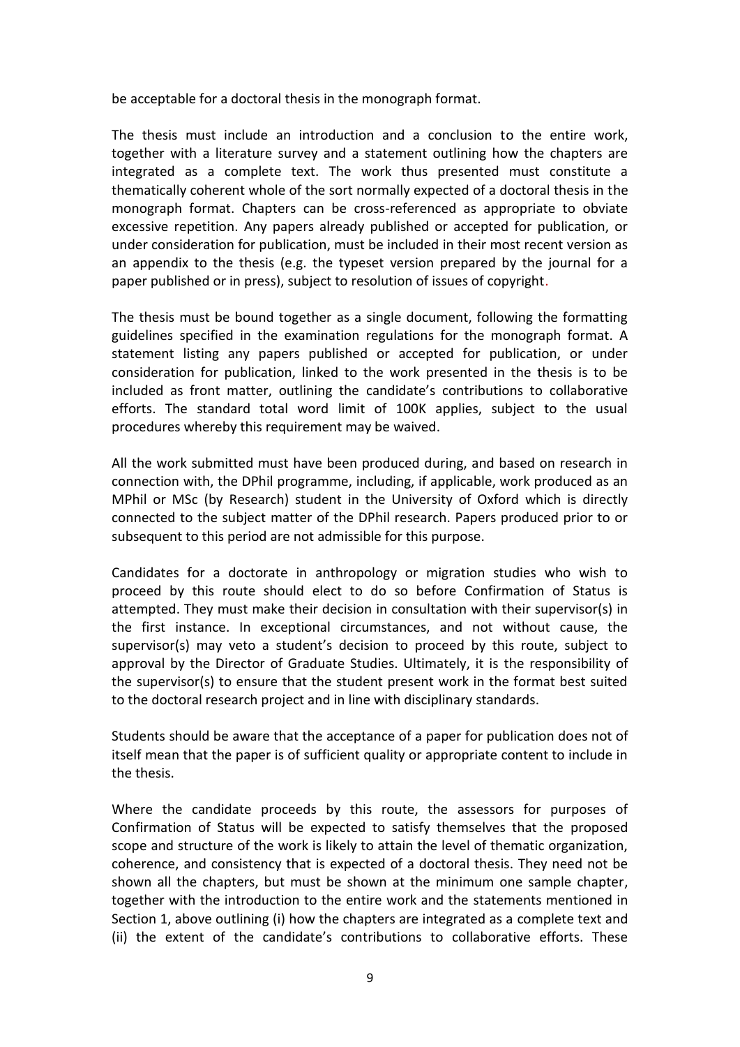be acceptable for a doctoral thesis in the monograph format.

The thesis must include an introduction and a conclusion to the entire work, together with a literature survey and a statement outlining how the chapters are integrated as a complete text. The work thus presented must constitute a thematically coherent whole of the sort normally expected of a doctoral thesis in the monograph format. Chapters can be cross-referenced as appropriate to obviate excessive repetition. Any papers already published or accepted for publication, or under consideration for publication, must be included in their most recent version as an appendix to the thesis (e.g. the typeset version prepared by the journal for a paper published or in press), subject to resolution of issues of copyright.

The thesis must be bound together as a single document, following the formatting guidelines specified in the examination regulations for the monograph format. A statement listing any papers published or accepted for publication, or under consideration for publication, linked to the work presented in the thesis is to be included as front matter, outlining the candidate's contributions to collaborative efforts. The standard total word limit of 100K applies, subject to the usual procedures whereby this requirement may be waived.

All the work submitted must have been produced during, and based on research in connection with, the DPhil programme, including, if applicable, work produced as an MPhil or MSc (by Research) student in the University of Oxford which is directly connected to the subject matter of the DPhil research. Papers produced prior to or subsequent to this period are not admissible for this purpose.

Candidates for a doctorate in anthropology or migration studies who wish to proceed by this route should elect to do so before Confirmation of Status is attempted. They must make their decision in consultation with their supervisor(s) in the first instance. In exceptional circumstances, and not without cause, the supervisor(s) may veto a student's decision to proceed by this route, subject to approval by the Director of Graduate Studies. Ultimately, it is the responsibility of the supervisor(s) to ensure that the student present work in the format best suited to the doctoral research project and in line with disciplinary standards.

Students should be aware that the acceptance of a paper for publication does not of itself mean that the paper is of sufficient quality or appropriate content to include in the thesis.

Where the candidate proceeds by this route, the assessors for purposes of Confirmation of Status will be expected to satisfy themselves that the proposed scope and structure of the work is likely to attain the level of thematic organization, coherence, and consistency that is expected of a doctoral thesis. They need not be shown all the chapters, but must be shown at the minimum one sample chapter, together with the introduction to the entire work and the statements mentioned in Section 1, above outlining (i) how the chapters are integrated as a complete text and (ii) the extent of the candidate's contributions to collaborative efforts. These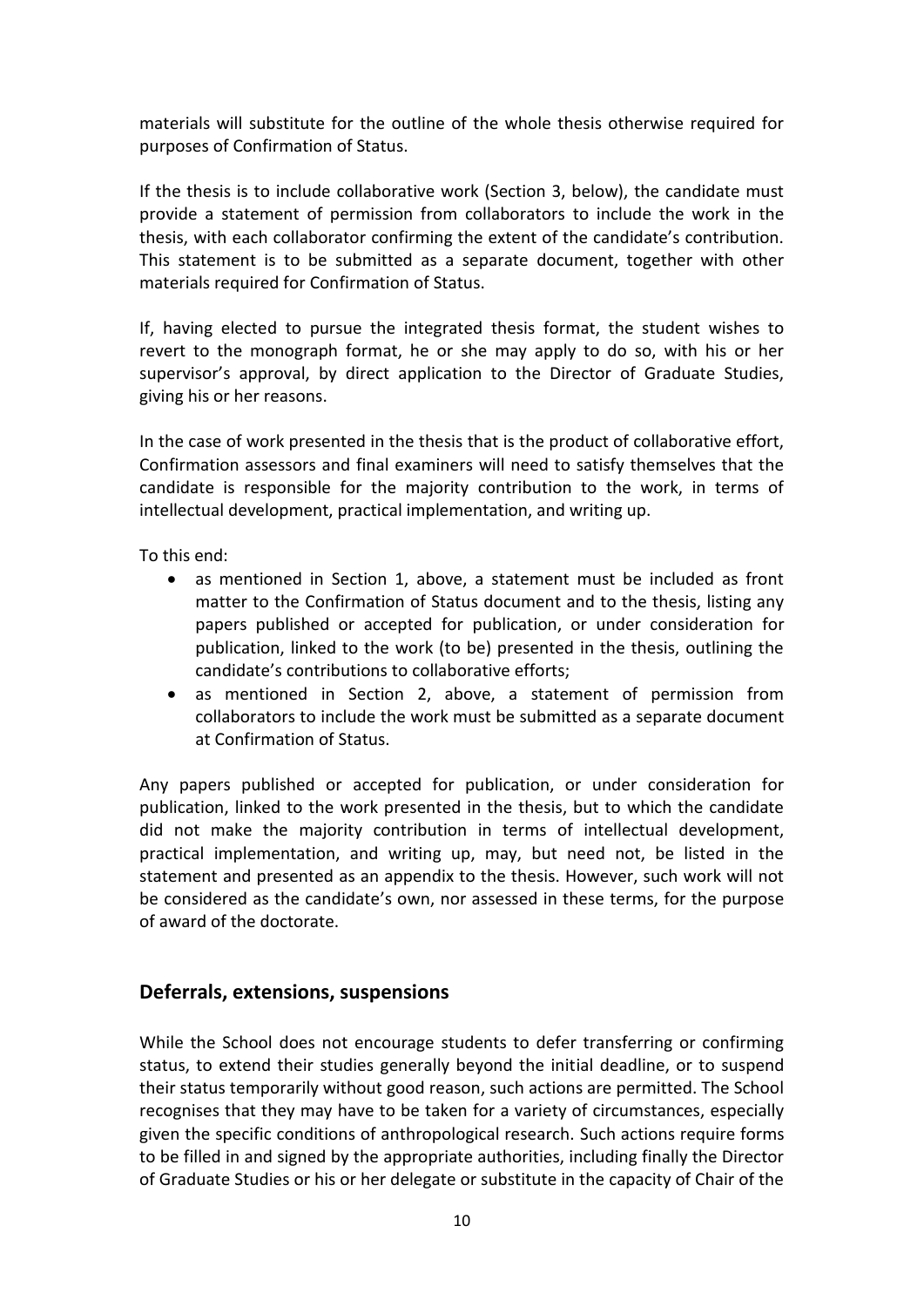materials will substitute for the outline of the whole thesis otherwise required for purposes of Confirmation of Status.

If the thesis is to include collaborative work (Section 3, below), the candidate must provide a statement of permission from collaborators to include the work in the thesis, with each collaborator confirming the extent of the candidate's contribution. This statement is to be submitted as a separate document, together with other materials required for Confirmation of Status.

If, having elected to pursue the integrated thesis format, the student wishes to revert to the monograph format, he or she may apply to do so, with his or her supervisor's approval, by direct application to the Director of Graduate Studies, giving his or her reasons.

In the case of work presented in the thesis that is the product of collaborative effort, Confirmation assessors and final examiners will need to satisfy themselves that the candidate is responsible for the majority contribution to the work, in terms of intellectual development, practical implementation, and writing up.

To this end:

- as mentioned in Section 1, above, a statement must be included as front matter to the Confirmation of Status document and to the thesis, listing any papers published or accepted for publication, or under consideration for publication, linked to the work (to be) presented in the thesis, outlining the candidate's contributions to collaborative efforts;
- as mentioned in Section 2, above, a statement of permission from collaborators to include the work must be submitted as a separate document at Confirmation of Status.

Any papers published or accepted for publication, or under consideration for publication, linked to the work presented in the thesis, but to which the candidate did not make the majority contribution in terms of intellectual development, practical implementation, and writing up, may, but need not, be listed in the statement and presented as an appendix to the thesis. However, such work will not be considered as the candidate's own, nor assessed in these terms, for the purpose of award of the doctorate.

## Deferrals, extensions, suspensions

While the School does not encourage students to defer transferring or confirming status, to extend their studies generally beyond the initial deadline, or to suspend their status temporarily without good reason, such actions are permitted. The School recognises that they may have to be taken for a variety of circumstances, especially given the specific conditions of anthropological research. Such actions require forms to be filled in and signed by the appropriate authorities, including finally the Director of Graduate Studies or his or her delegate or substitute in the capacity of Chair of the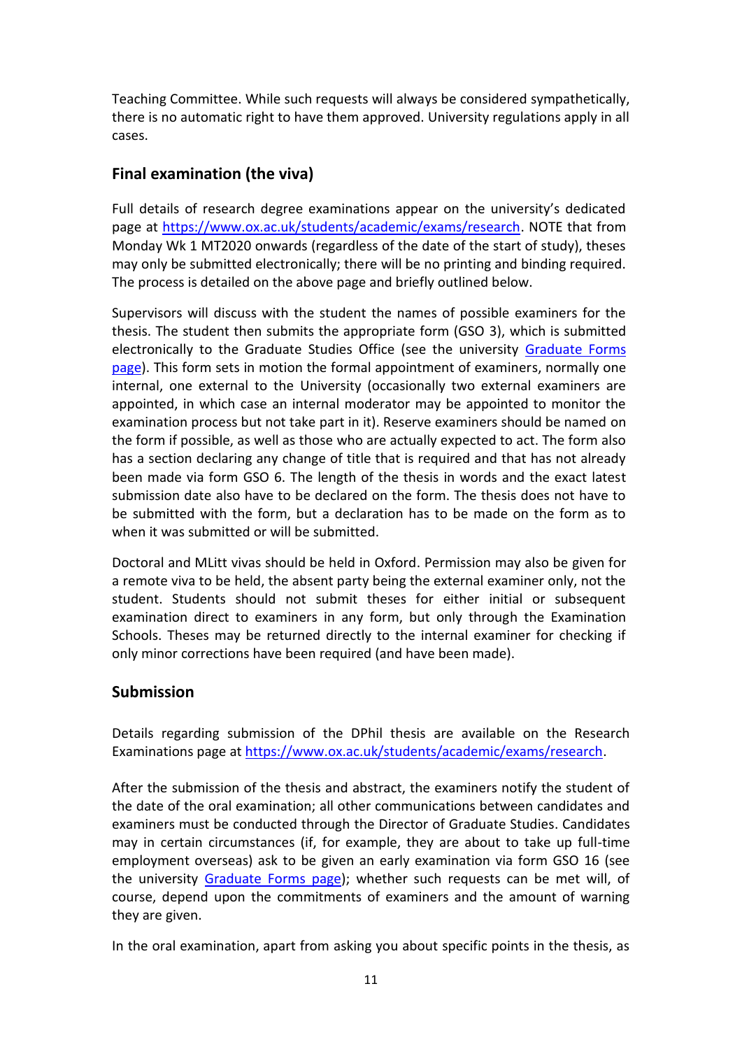Teaching Committee. While such requests will always be considered sympathetically, there is no automatic right to have them approved. University regulations apply in all cases.

## Final examination (the viva)

Full details of research degree examinations appear on the university's dedicated page at [https://www.ox.ac.uk/students/academic/exams/research](https://www.ox.ac.uk/students/academic/exams/research). NOTE that from Monday Wk 1 MT2020 onwards (regardless of the date of the start of study), theses may only be submitted electronically; there will be no printing and binding required. The process is detailed on the above page and briefly outlined below.

Supervisors will discuss with the student the names of possible examiners for the thesis. The student then submits the appropriate form (GSO 3), which is submitted electronically to the Graduate Studies Office (see the university [Graduate Forms page](#)). This form sets in motion the formal appointment of examiners, normally one internal, one external to the University (occasionally two external examiners are appointed, in which case an internal moderator may be appointed to monitor the examination process but not take part in it). Reserve examiners should be named on the form if possible, as well as those who are actually expected to act. The form also has a section declaring any change of title that is required and that has not already been made via form GSO 6. The length of the thesis in words and the exact latest submission date also have to be declared on the form. The thesis does not have to be submitted with the form, but a declaration has to be made on the form as to when it was submitted or will be submitted.

Doctoral and MLitt vivas should be held in Oxford. Permission may also be given for a remote viva to be held, the absent party being the external examiner only, not the student. Students should not submit theses for either initial or subsequent examination direct to examiners in any form, but only through the Examination Schools. Theses may be returned directly to the internal examiner for checking if only minor corrections have been required (and have been made).

## Submission

Details regarding submission of the DPhil thesis are available on the Research Examinations page at [https://www.ox.ac.uk/students/academic/exams/research](https://www.ox.ac.uk/students/academic/exams/research).

After the submission of the thesis and abstract, the examiners notify the student of the date of the oral examination; all other communications between candidates and examiners must be conducted through the Director of Graduate Studies. Candidates may in certain circumstances (if, for example, they are about to take up full-time employment overseas) ask to be given an early examination via form GSO 16 (see the university [Graduate Forms page](#)); whether such requests can be met will, of course, depend upon the commitments of examiners and the amount of warning they are given.

In the oral examination, apart from asking you about specific points in the thesis, as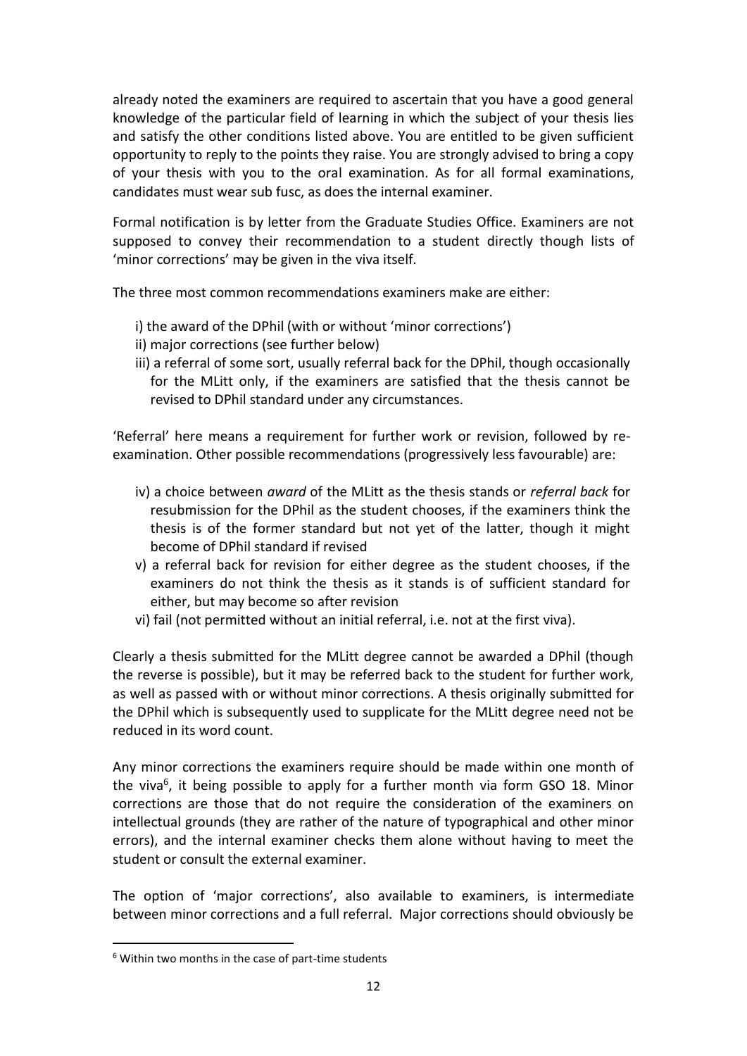already noted the examiners are required to ascertain that you have a good general knowledge of the particular field of learning in which the subject of your thesis lies and satisfy the other conditions listed above. You are entitled to be given sufficient opportunity to reply to the points they raise. You are strongly advised to bring a copy of your thesis with you to the oral examination. As for all formal examinations, candidates must wear sub fusc, as does the internal examiner.

Formal notification is by letter from the Graduate Studies Office. Examiners are not supposed to convey their recommendation to a student directly though lists of 'minor corrections' may be given in the viva itself.

The three most common recommendations examiners make are either:

i) the award of the DPhil (with or without 'minor corrections')
ii) major corrections (see further below)
iii) a referral of some sort, usually referral back for the DPhil, though occasionally for the MLitt only, if the examiners are satisfied that the thesis cannot be revised to DPhil standard under any circumstances.

'Referral' here means a requirement for further work or revision, followed by re-examination. Other possible recommendations (progressively less favourable) are:

iv) a choice between *award* of the MLitt as the thesis stands or *referral back* for resubmission for the DPhil as the student chooses, if the examiners think the thesis is of the former standard but not yet of the latter, though it might become of DPhil standard if revised
v) a referral back for revision for either degree as the student chooses, if the examiners do not think the thesis as it stands is of sufficient standard for either, but may become so after revision
vi) fail (not permitted without an initial referral, i.e. not at the first viva).

Clearly a thesis submitted for the MLitt degree cannot be awarded a DPhil (though the reverse is possible), but it may be referred back to the student for further work, as well as passed with or without minor corrections. A thesis originally submitted for the DPhil which is subsequently used to supplicate for the MLitt degree need not be reduced in its word count.

Any minor corrections the examiners require should be made within one month of the viva[6], it being possible to apply for a further month via form GSO 18. Minor corrections are those that do not require the consideration of the examiners on intellectual grounds (they are rather of the nature of typographical and other minor errors), and the internal examiner checks them alone without having to meet the student or consult the external examiner.

The option of 'major corrections', also available to examiners, is intermediate between minor corrections and a full referral. Major corrections should obviously be

[6] Within two months in the case of part-time students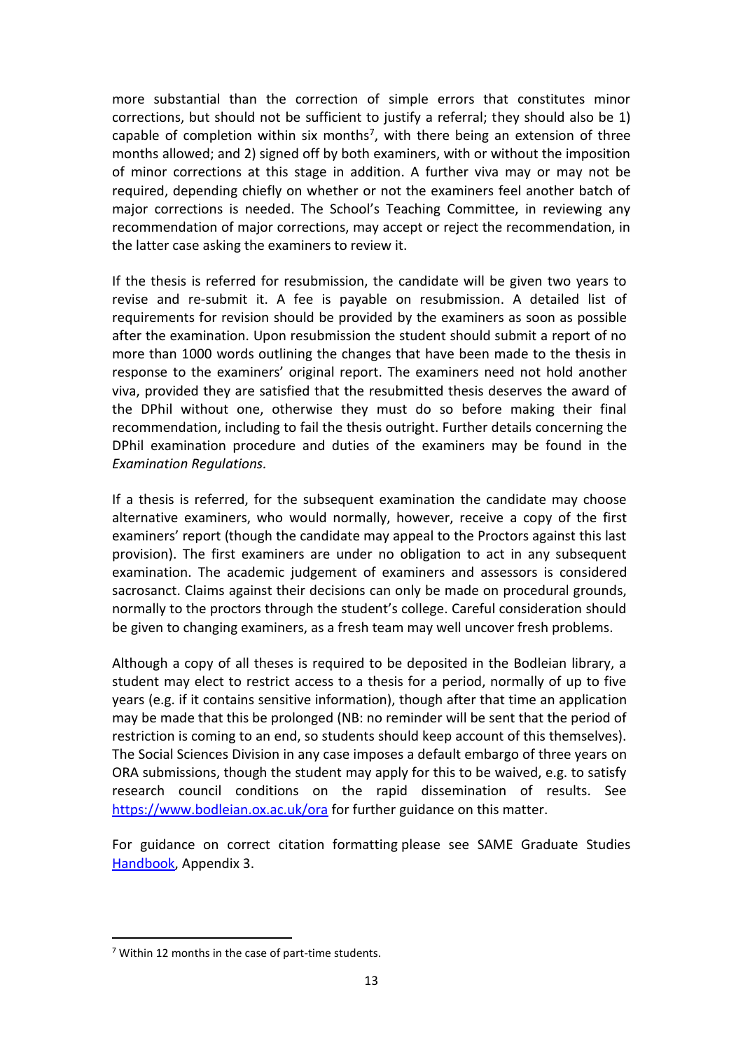more substantial than the correction of simple errors that constitutes minor corrections, but should not be sufficient to justify a referral; they should also be 1) capable of completion within six months[7], with there being an extension of three months allowed; and 2) signed off by both examiners, with or without the imposition of minor corrections at this stage in addition. A further viva may or may not be required, depending chiefly on whether or not the examiners feel another batch of major corrections is needed. The School's Teaching Committee, in reviewing any recommendation of major corrections, may accept or reject the recommendation, in the latter case asking the examiners to review it.

If the thesis is referred for resubmission, the candidate will be given two years to revise and re-submit it. A fee is payable on resubmission. A detailed list of requirements for revision should be provided by the examiners as soon as possible after the examination. Upon resubmission the student should submit a report of no more than 1000 words outlining the changes that have been made to the thesis in response to the examiners' original report. The examiners need not hold another viva, provided they are satisfied that the resubmitted thesis deserves the award of the DPhil without one, otherwise they must do so before making their final recommendation, including to fail the thesis outright. Further details concerning the DPhil examination procedure and duties of the examiners may be found in the *Examination Regulations.*

If a thesis is referred, for the subsequent examination the candidate may choose alternative examiners, who would normally, however, receive a copy of the first examiners' report (though the candidate may appeal to the Proctors against this last provision). The first examiners are under no obligation to act in any subsequent examination. The academic judgement of examiners and assessors is considered sacrosanct. Claims against their decisions can only be made on procedural grounds, normally to the proctors through the student's college. Careful consideration should be given to changing examiners, as a fresh team may well uncover fresh problems.

Although a copy of all theses is required to be deposited in the Bodleian library, a student may elect to restrict access to a thesis for a period, normally of up to five years (e.g. if it contains sensitive information), though after that time an application may be made that this be prolonged (NB: no reminder will be sent that the period of restriction is coming to an end, so students should keep account of this themselves). The Social Sciences Division in any case imposes a default embargo of three years on ORA submissions, though the student may apply for this to be waived, e.g. to satisfy research council conditions on the rapid dissemination of results. See [https://www.bodleian.ox.ac.uk/ora](https://www.bodleian.ox.ac.uk/ora) for further guidance on this matter.

For guidance on correct citation formatting please see SAME Graduate Studies Handbook, Appendix 3.

---

[7] Within 12 months in the case of part-time students.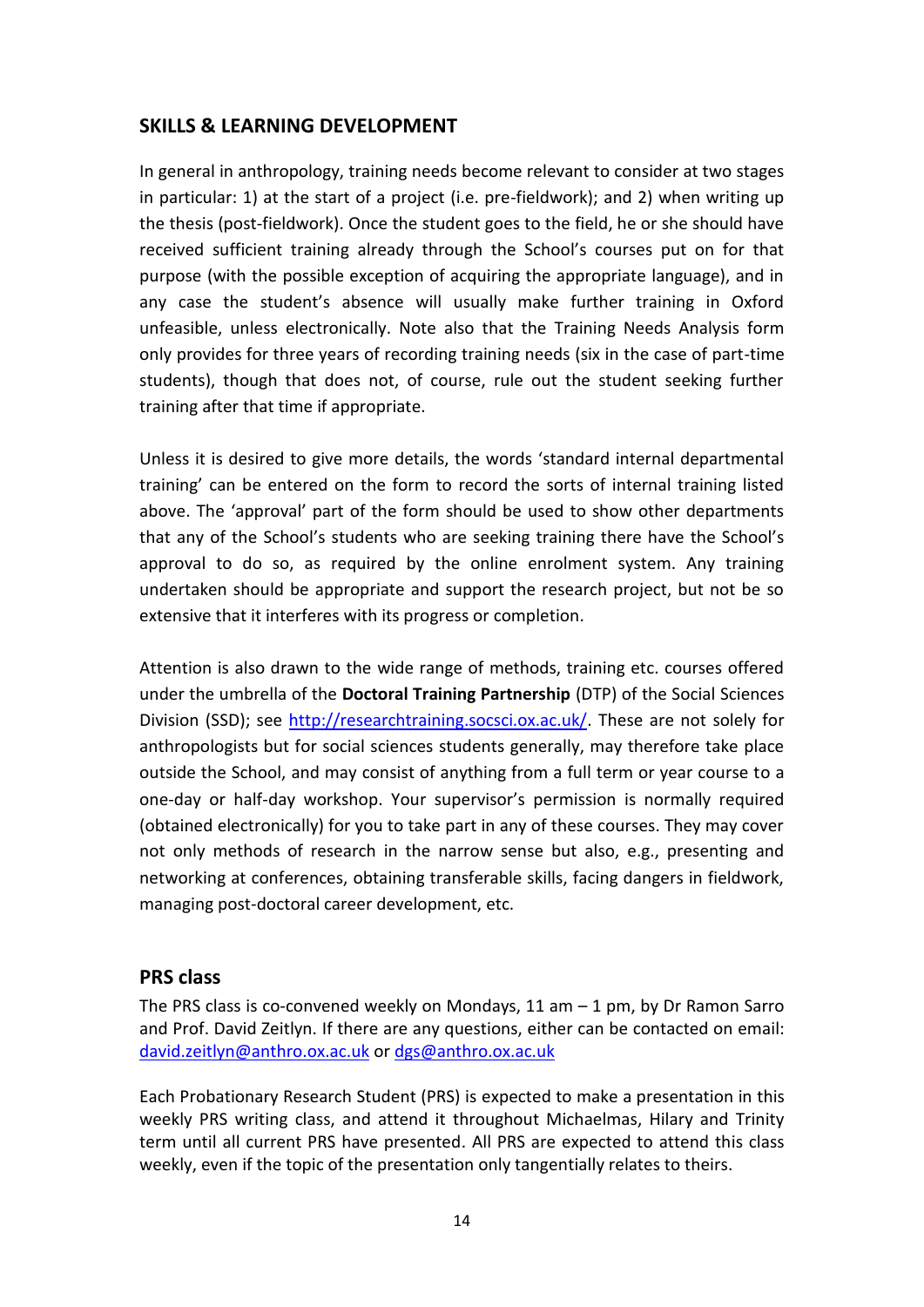## SKILLS & LEARNING DEVELOPMENT

In general in anthropology, training needs become relevant to consider at two stages in particular: 1) at the start of a project (i.e. pre-fieldwork); and 2) when writing up the thesis (post-fieldwork). Once the student goes to the field, he or she should have received sufficient training already through the School's courses put on for that purpose (with the possible exception of acquiring the appropriate language), and in any case the student's absence will usually make further training in Oxford unfeasible, unless electronically. Note also that the Training Needs Analysis form only provides for three years of recording training needs (six in the case of part-time students), though that does not, of course, rule out the student seeking further training after that time if appropriate.

Unless it is desired to give more details, the words 'standard internal departmental training' can be entered on the form to record the sorts of internal training listed above. The 'approval' part of the form should be used to show other departments that any of the School's students who are seeking training there have the School's approval to do so, as required by the online enrolment system. Any training undertaken should be appropriate and support the research project, but not be so extensive that it interferes with its progress or completion.

Attention is also drawn to the wide range of methods, training etc. courses offered under the umbrella of the **Doctoral Training Partnership** (DTP) of the Social Sciences Division (SSD); see [http://researchtraining.socsci.ox.ac.uk/](http://researchtraining.socsci.ox.ac.uk/). These are not solely for anthropologists but for social sciences students generally, may therefore take place outside the School, and may consist of anything from a full term or year course to a one-day or half-day workshop. Your supervisor's permission is normally required (obtained electronically) for you to take part in any of these courses. They may cover not only methods of research in the narrow sense but also, e.g., presenting and networking at conferences, obtaining transferable skills, facing dangers in fieldwork, managing post-doctoral career development, etc.

## PRS class

The PRS class is co-convened weekly on Mondays, 11 am – 1 pm, by Dr Ramon Sarro and Prof. David Zeitlyn. If there are any questions, either can be contacted on email: [david.zeitlyn@anthro.ox.ac.uk](mailto:david.zeitlyn@anthro.ox.ac.uk) or [dgs@anthro.ox.ac.uk](mailto:dgs@anthro.ox.ac.uk)

Each Probationary Research Student (PRS) is expected to make a presentation in this weekly PRS writing class, and attend it throughout Michaelmas, Hilary and Trinity term until all current PRS have presented. All PRS are expected to attend this class weekly, even if the topic of the presentation only tangentially relates to theirs.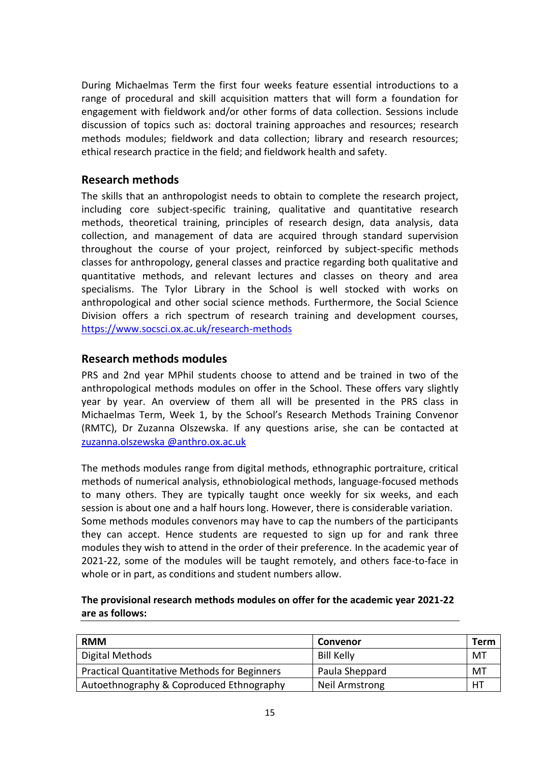During Michaelmas Term the first four weeks feature essential introductions to a range of procedural and skill acquisition matters that will form a foundation for engagement with fieldwork and/or other forms of data collection. Sessions include discussion of topics such as: doctoral training approaches and resources; research methods modules; fieldwork and data collection; library and research resources; ethical research practice in the field; and fieldwork health and safety.

## Research methods

The skills that an anthropologist needs to obtain to complete the research project, including core subject-specific training, qualitative and quantitative research methods, theoretical training, principles of research design, data analysis, data collection, and management of data are acquired through standard supervision throughout the course of your project, reinforced by subject-specific methods classes for anthropology, general classes and practice regarding both qualitative and quantitative methods, and relevant lectures and classes on theory and area specialisms. The Tylor Library in the School is well stocked with works on anthropological and other social science methods. Furthermore, the Social Science Division offers a rich spectrum of research training and development courses, https://www.socsci.ox.ac.uk/research-methods

## Research methods modules

PRS and 2nd year MPhil students choose to attend and be trained in two of the anthropological methods modules on offer in the School. These offers vary slightly year by year. An overview of them all will be presented in the PRS class in Michaelmas Term, Week 1, by the School's Research Methods Training Convenor (RMTC), Dr Zuzanna Olszewska. If any questions arise, she can be contacted at zuzanna.olszewska @anthro.ox.ac.uk

The methods modules range from digital methods, ethnographic portraiture, critical methods of numerical analysis, ethnobiological methods, language-focused methods to many others. They are typically taught once weekly for six weeks, and each session is about one and a half hours long. However, there is considerable variation. Some methods modules convenors may have to cap the numbers of the participants they can accept. Hence students are requested to sign up for and rank three modules they wish to attend in the order of their preference. In the academic year of 2021-22, some of the modules will be taught remotely, and others face-to-face in whole or in part, as conditions and student numbers allow.

**The provisional research methods modules on offer for the academic year 2021-22 are as follows:**

| RMM | Convenor | Term |
| --- | --- | --- |
| Digital Methods | Bill Kelly | MT |
| Practical Quantitative Methods for Beginners | Paula Sheppard | MT |
| Autoethnography & Coproduced Ethnography | Neil Armstrong | HT |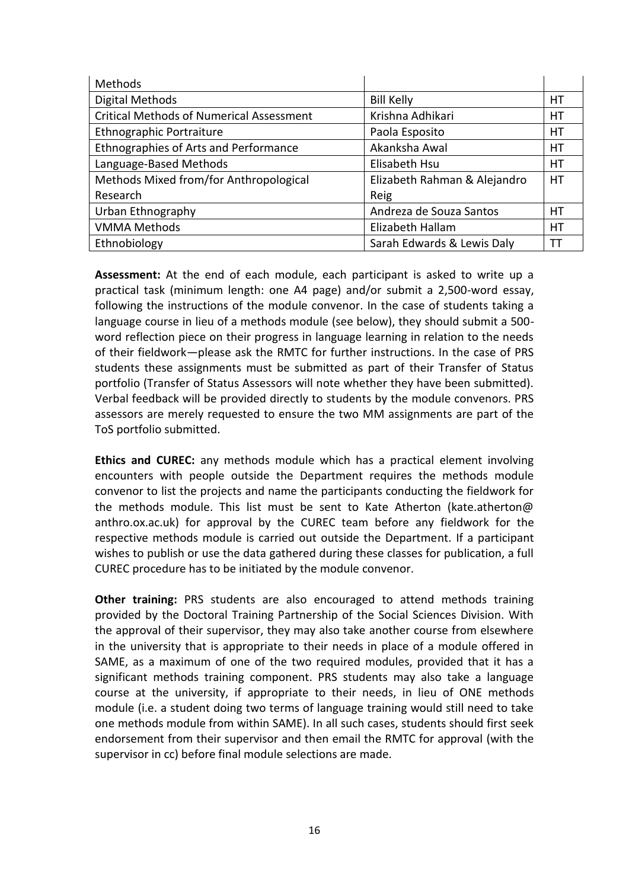| | | |
|---|---|---|
| Methods | | |
| Digital Methods | Bill Kelly | HT |
| Critical Methods of Numerical Assessment | Krishna Adhikari | HT |
| Ethnographic Portraiture | Paola Esposito | HT |
| Ethnographies of Arts and Performance | Akanksha Awal | HT |
| Language-Based Methods | Elisabeth Hsu | HT |
| Methods Mixed from/for Anthropological Research | Elizabeth Rahman & Alejandro Reig | HT |
| Urban Ethnography | Andreza de Souza Santos | HT |
| VMMA Methods | Elizabeth Hallam | HT |
| Ethnobiology | Sarah Edwards & Lewis Daly | TT |

**Assessment:** At the end of each module, each participant is asked to write up a practical task (minimum length: one A4 page) and/or submit a 2,500-word essay, following the instructions of the module convenor. In the case of students taking a language course in lieu of a methods module (see below), they should submit a 500-word reflection piece on their progress in language learning in relation to the needs of their fieldwork—please ask the RMTC for further instructions. In the case of PRS students these assignments must be submitted as part of their Transfer of Status portfolio (Transfer of Status Assessors will note whether they have been submitted). Verbal feedback will be provided directly to students by the module convenors. PRS assessors are merely requested to ensure the two MM assignments are part of the ToS portfolio submitted.

**Ethics and CUREC:** any methods module which has a practical element involving encounters with people outside the Department requires the methods module convenor to list the projects and name the participants conducting the fieldwork for the methods module. This list must be sent to Kate Atherton (kate.atherton@anthro.ox.ac.uk) for approval by the CUREC team before any fieldwork for the respective methods module is carried out outside the Department. If a participant wishes to publish or use the data gathered during these classes for publication, a full CUREC procedure has to be initiated by the module convenor.

**Other training:** PRS students are also encouraged to attend methods training provided by the Doctoral Training Partnership of the Social Sciences Division. With the approval of their supervisor, they may also take another course from elsewhere in the university that is appropriate to their needs in place of a module offered in SAME, as a maximum of one of the two required modules, provided that it has a significant methods training component. PRS students may also take a language course at the university, if appropriate to their needs, in lieu of ONE methods module (i.e. a student doing two terms of language training would still need to take one methods module from within SAME). In all such cases, students should first seek endorsement from their supervisor and then email the RMTC for approval (with the supervisor in cc) before final module selections are made.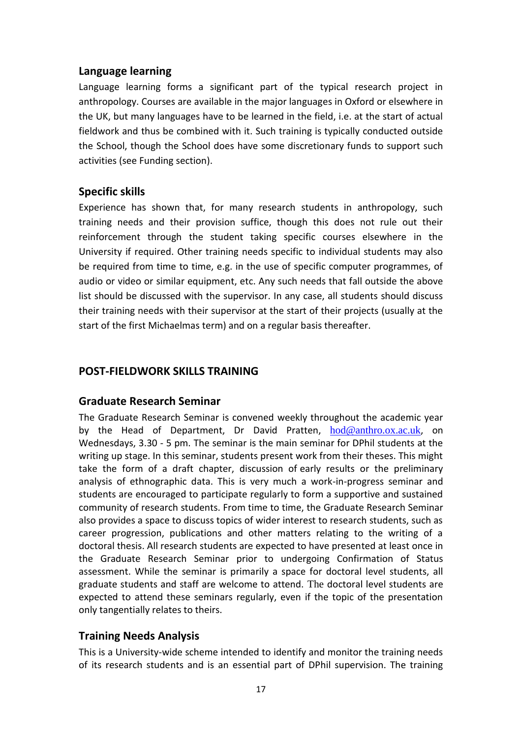### Language learning

Language learning forms a significant part of the typical research project in anthropology. Courses are available in the major languages in Oxford or elsewhere in the UK, but many languages have to be learned in the field, i.e. at the start of actual fieldwork and thus be combined with it. Such training is typically conducted outside the School, though the School does have some discretionary funds to support such activities (see Funding section).

### Specific skills

Experience has shown that, for many research students in anthropology, such training needs and their provision suffice, though this does not rule out their reinforcement through the student taking specific courses elsewhere in the University if required. Other training needs specific to individual students may also be required from time to time, e.g. in the use of specific computer programmes, of audio or video or similar equipment, etc. Any such needs that fall outside the above list should be discussed with the supervisor. In any case, all students should discuss their training needs with their supervisor at the start of their projects (usually at the start of the first Michaelmas term) and on a regular basis thereafter.

## POST-FIELDWORK SKILLS TRAINING

### Graduate Research Seminar

The Graduate Research Seminar is convened weekly throughout the academic year by the Head of Department, Dr David Pratten, hod@anthro.ox.ac.uk, on Wednesdays, 3.30 - 5 pm. The seminar is the main seminar for DPhil students at the writing up stage. In this seminar, students present work from their theses. This might take the form of a draft chapter, discussion of early results or the preliminary analysis of ethnographic data. This is very much a work-in-progress seminar and students are encouraged to participate regularly to form a supportive and sustained community of research students. From time to time, the Graduate Research Seminar also provides a space to discuss topics of wider interest to research students, such as career progression, publications and other matters relating to the writing of a doctoral thesis. All research students are expected to have presented at least once in the Graduate Research Seminar prior to undergoing Confirmation of Status assessment. While the seminar is primarily a space for doctoral level students, all graduate students and staff are welcome to attend. The doctoral level students are expected to attend these seminars regularly, even if the topic of the presentation only tangentially relates to theirs.

### Training Needs Analysis

This is a University-wide scheme intended to identify and monitor the training needs of its research students and is an essential part of DPhil supervision. The training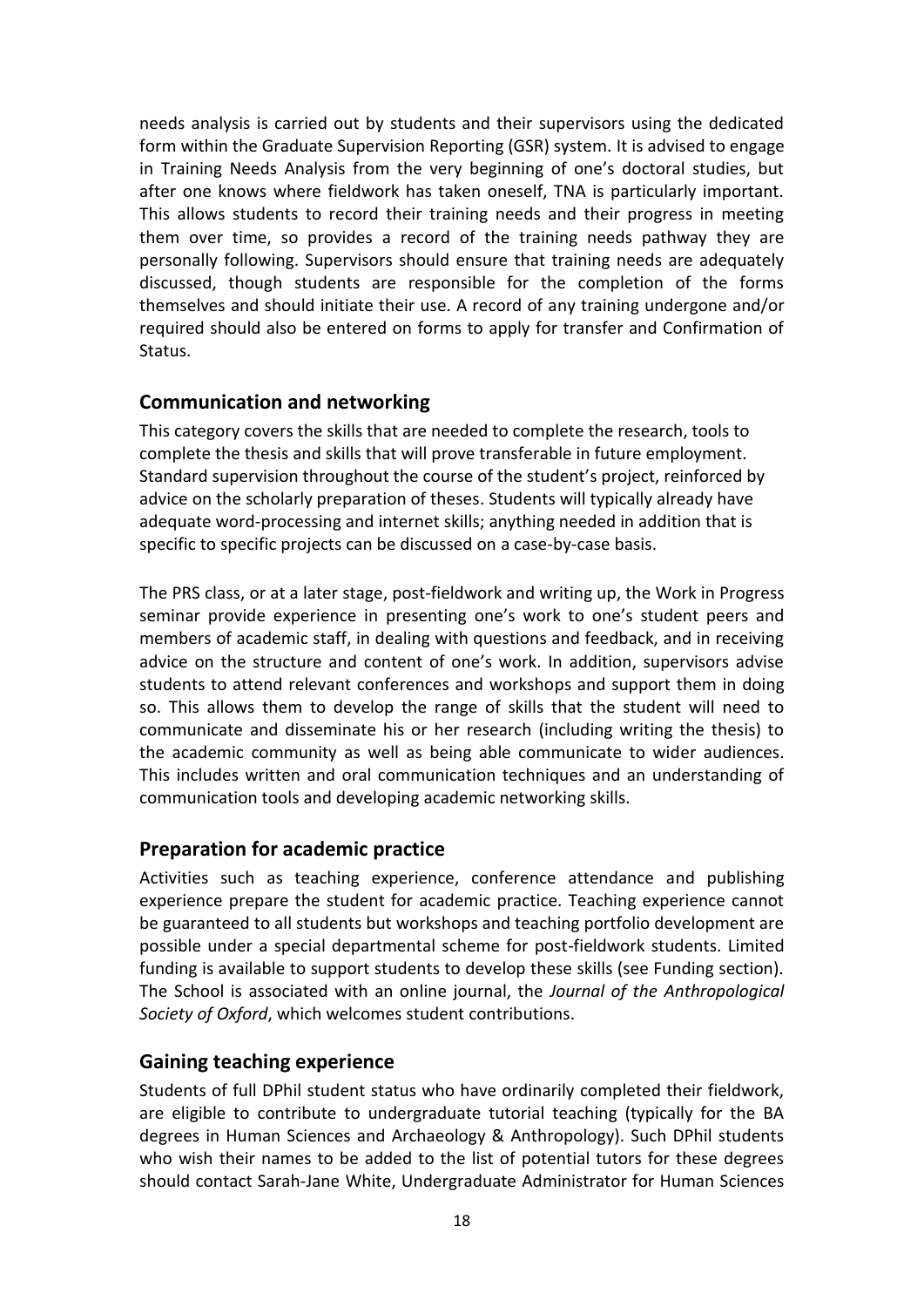needs analysis is carried out by students and their supervisors using the dedicated form within the Graduate Supervision Reporting (GSR) system. It is advised to engage in Training Needs Analysis from the very beginning of one's doctoral studies, but after one knows where fieldwork has taken oneself, TNA is particularly important. This allows students to record their training needs and their progress in meeting them over time, so provides a record of the training needs pathway they are personally following. Supervisors should ensure that training needs are adequately discussed, though students are responsible for the completion of the forms themselves and should initiate their use. A record of any training undergone and/or required should also be entered on forms to apply for transfer and Confirmation of Status.

## Communication and networking

This category covers the skills that are needed to complete the research, tools to complete the thesis and skills that will prove transferable in future employment. Standard supervision throughout the course of the student's project, reinforced by advice on the scholarly preparation of theses. Students will typically already have adequate word-processing and internet skills; anything needed in addition that is specific to specific projects can be discussed on a case-by-case basis.

The PRS class, or at a later stage, post-fieldwork and writing up, the Work in Progress seminar provide experience in presenting one's work to one's student peers and members of academic staff, in dealing with questions and feedback, and in receiving advice on the structure and content of one's work. In addition, supervisors advise students to attend relevant conferences and workshops and support them in doing so. This allows them to develop the range of skills that the student will need to communicate and disseminate his or her research (including writing the thesis) to the academic community as well as being able communicate to wider audiences. This includes written and oral communication techniques and an understanding of communication tools and developing academic networking skills.

## Preparation for academic practice

Activities such as teaching experience, conference attendance and publishing experience prepare the student for academic practice. Teaching experience cannot be guaranteed to all students but workshops and teaching portfolio development are possible under a special departmental scheme for post-fieldwork students. Limited funding is available to support students to develop these skills (see Funding section). The School is associated with an online journal, the *Journal of the Anthropological Society of Oxford*, which welcomes student contributions.

## Gaining teaching experience

Students of full DPhil student status who have ordinarily completed their fieldwork, are eligible to contribute to undergraduate tutorial teaching (typically for the BA degrees in Human Sciences and Archaeology & Anthropology). Such DPhil students who wish their names to be added to the list of potential tutors for these degrees should contact Sarah-Jane White, Undergraduate Administrator for Human Sciences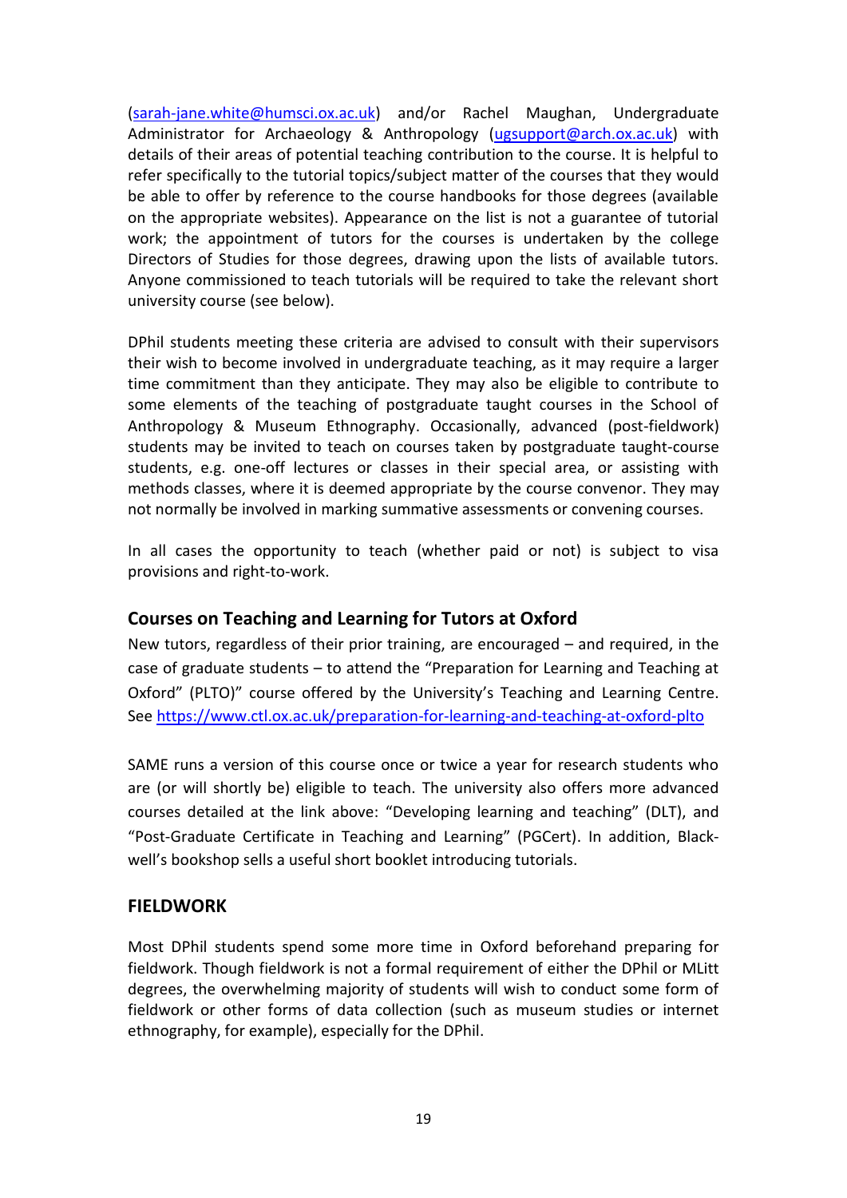(sarah-jane.white@humsci.ox.ac.uk) and/or Rachel Maughan, Undergraduate Administrator for Archaeology & Anthropology (ugsupport@arch.ox.ac.uk) with details of their areas of potential teaching contribution to the course. It is helpful to refer specifically to the tutorial topics/subject matter of the courses that they would be able to offer by reference to the course handbooks for those degrees (available on the appropriate websites). Appearance on the list is not a guarantee of tutorial work; the appointment of tutors for the courses is undertaken by the college Directors of Studies for those degrees, drawing upon the lists of available tutors. Anyone commissioned to teach tutorials will be required to take the relevant short university course (see below).

DPhil students meeting these criteria are advised to consult with their supervisors their wish to become involved in undergraduate teaching, as it may require a larger time commitment than they anticipate. They may also be eligible to contribute to some elements of the teaching of postgraduate taught courses in the School of Anthropology & Museum Ethnography. Occasionally, advanced (post-fieldwork) students may be invited to teach on courses taken by postgraduate taught-course students, e.g. one-off lectures or classes in their special area, or assisting with methods classes, where it is deemed appropriate by the course convenor. They may not normally be involved in marking summative assessments or convening courses.

In all cases the opportunity to teach (whether paid or not) is subject to visa provisions and right-to-work.

## Courses on Teaching and Learning for Tutors at Oxford

New tutors, regardless of their prior training, are encouraged – and required, in the case of graduate students – to attend the "Preparation for Learning and Teaching at Oxford" (PLTO)" course offered by the University's Teaching and Learning Centre. See https://www.ctl.ox.ac.uk/preparation-for-learning-and-teaching-at-oxford-plto

SAME runs a version of this course once or twice a year for research students who are (or will shortly be) eligible to teach. The university also offers more advanced courses detailed at the link above: "Developing learning and teaching" (DLT), and "Post-Graduate Certificate in Teaching and Learning" (PGCert). In addition, Blackwell's bookshop sells a useful short booklet introducing tutorials.

## FIELDWORK

Most DPhil students spend some more time in Oxford beforehand preparing for fieldwork. Though fieldwork is not a formal requirement of either the DPhil or MLitt degrees, the overwhelming majority of students will wish to conduct some form of fieldwork or other forms of data collection (such as museum studies or internet ethnography, for example), especially for the DPhil.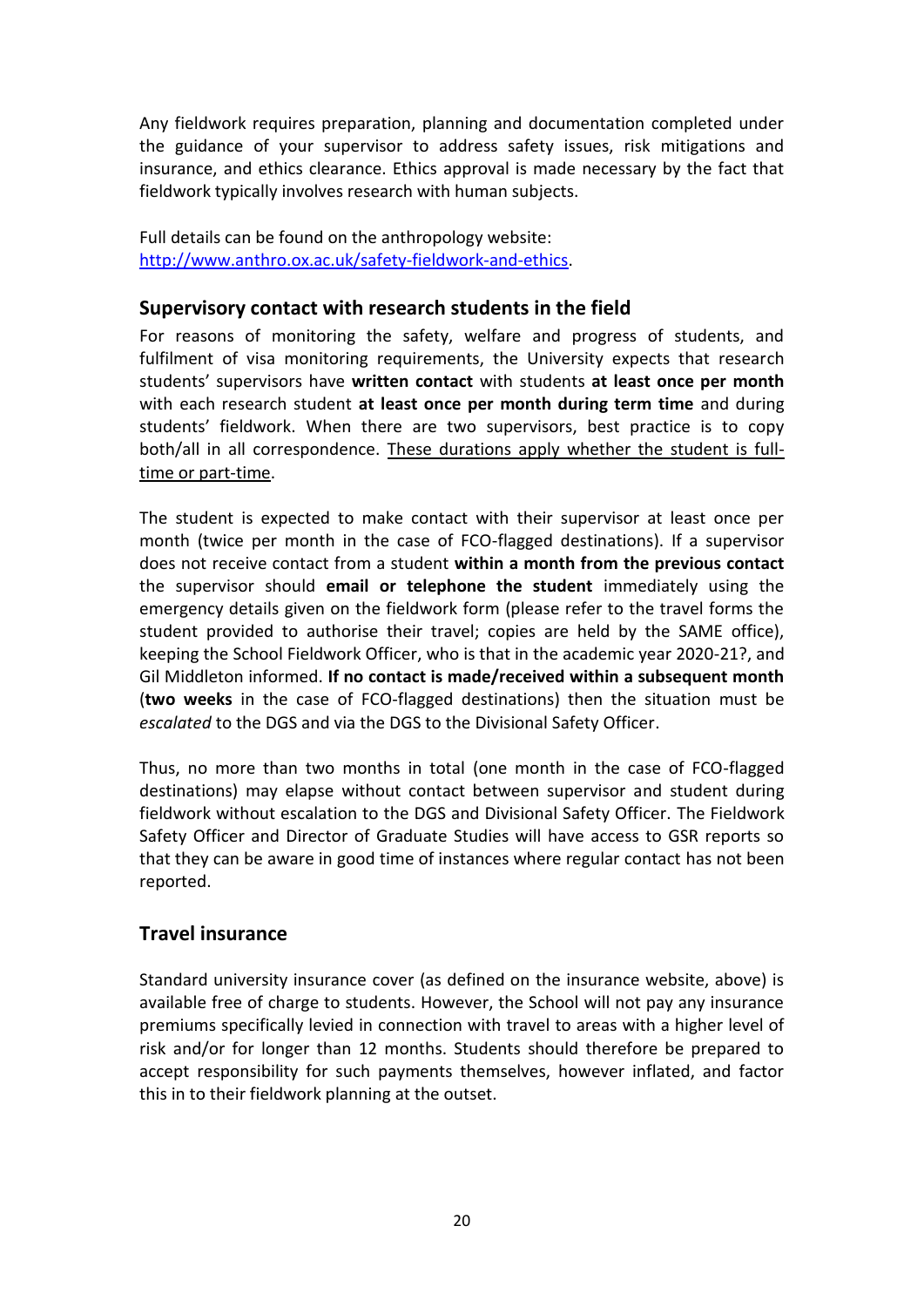Any fieldwork requires preparation, planning and documentation completed under the guidance of your supervisor to address safety issues, risk mitigations and insurance, and ethics clearance. Ethics approval is made necessary by the fact that fieldwork typically involves research with human subjects.

Full details can be found on the anthropology website: [http://www.anthro.ox.ac.uk/safety-fieldwork-and-ethics](http://www.anthro.ox.ac.uk/safety-fieldwork-and-ethics).

## Supervisory contact with research students in the field

For reasons of monitoring the safety, welfare and progress of students, and fulfilment of visa monitoring requirements, the University expects that research students' supervisors have **written contact** with students **at least once per month** with each research student **at least once per month during term time** and during students' fieldwork. When there are two supervisors, best practice is to copy both/all in all correspondence. <u>These durations apply whether the student is full-time or part-time</u>.

The student is expected to make contact with their supervisor at least once per month (twice per month in the case of FCO-flagged destinations). If a supervisor does not receive contact from a student **within a month from the previous contact** the supervisor should **email or telephone the student** immediately using the emergency details given on the fieldwork form (please refer to the travel forms the student provided to authorise their travel; copies are held by the SAME office), keeping the School Fieldwork Officer, who is that in the academic year 2020-21?, and Gil Middleton informed. **If no contact is made/received within a subsequent month** (**two weeks** in the case of FCO-flagged destinations) then the situation must be *escalated* to the DGS and via the DGS to the Divisional Safety Officer.

Thus, no more than two months in total (one month in the case of FCO-flagged destinations) may elapse without contact between supervisor and student during fieldwork without escalation to the DGS and Divisional Safety Officer. The Fieldwork Safety Officer and Director of Graduate Studies will have access to GSR reports so that they can be aware in good time of instances where regular contact has not been reported.

## Travel insurance

Standard university insurance cover (as defined on the insurance website, above) is available free of charge to students. However, the School will not pay any insurance premiums specifically levied in connection with travel to areas with a higher level of risk and/or for longer than 12 months. Students should therefore be prepared to accept responsibility for such payments themselves, however inflated, and factor this in to their fieldwork planning at the outset.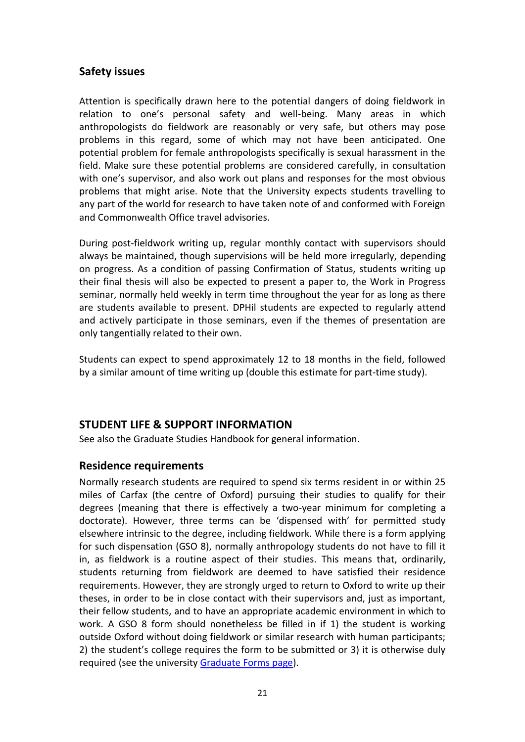## Safety issues

Attention is specifically drawn here to the potential dangers of doing fieldwork in relation to one's personal safety and well-being. Many areas in which anthropologists do fieldwork are reasonably or very safe, but others may pose problems in this regard, some of which may not have been anticipated. One potential problem for female anthropologists specifically is sexual harassment in the field. Make sure these potential problems are considered carefully, in consultation with one's supervisor, and also work out plans and responses for the most obvious problems that might arise. Note that the University expects students travelling to any part of the world for research to have taken note of and conformed with Foreign and Commonwealth Office travel advisories.

During post-fieldwork writing up, regular monthly contact with supervisors should always be maintained, though supervisions will be held more irregularly, depending on progress. As a condition of passing Confirmation of Status, students writing up their final thesis will also be expected to present a paper to, the Work in Progress seminar, normally held weekly in term time throughout the year for as long as there are students available to present. DPHil students are expected to regularly attend and actively participate in those seminars, even if the themes of presentation are only tangentially related to their own.

Students can expect to spend approximately 12 to 18 months in the field, followed by a similar amount of time writing up (double this estimate for part-time study).

# STUDENT LIFE & SUPPORT INFORMATION

See also the Graduate Studies Handbook for general information.

## Residence requirements

Normally research students are required to spend six terms resident in or within 25 miles of Carfax (the centre of Oxford) pursuing their studies to qualify for their degrees (meaning that there is effectively a two-year minimum for completing a doctorate). However, three terms can be 'dispensed with' for permitted study elsewhere intrinsic to the degree, including fieldwork. While there is a form applying for such dispensation (GSO 8), normally anthropology students do not have to fill it in, as fieldwork is a routine aspect of their studies. This means that, ordinarily, students returning from fieldwork are deemed to have satisfied their residence requirements. However, they are strongly urged to return to Oxford to write up their theses, in order to be in close contact with their supervisors and, just as important, their fellow students, and to have an appropriate academic environment in which to work. A GSO 8 form should nonetheless be filled in if 1) the student is working outside Oxford without doing fieldwork or similar research with human participants; 2) the student's college requires the form to be submitted or 3) it is otherwise duly required (see the university Graduate Forms page).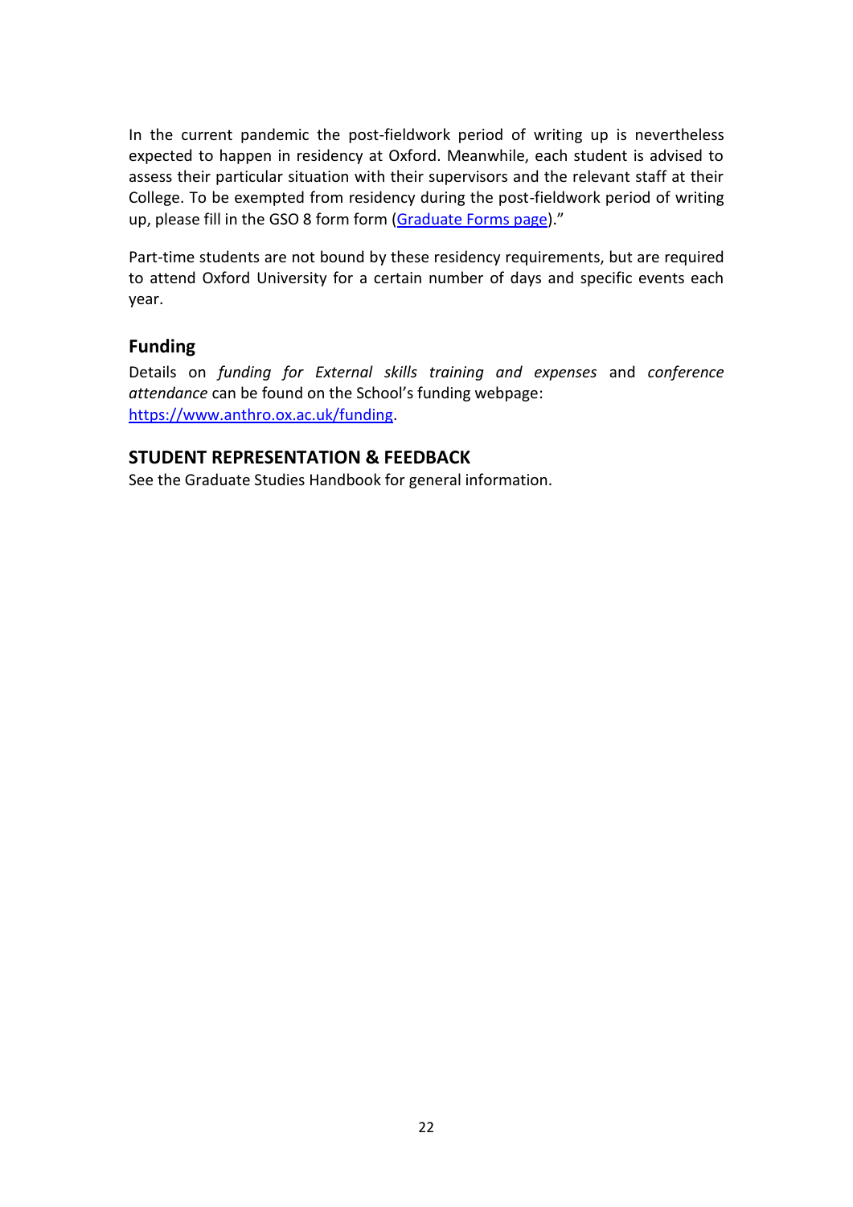In the current pandemic the post-fieldwork period of writing up is nevertheless expected to happen in residency at Oxford. Meanwhile, each student is advised to assess their particular situation with their supervisors and the relevant staff at their College. To be exempted from residency during the post-fieldwork period of writing up, please fill in the GSO 8 form form (Graduate Forms page)."

Part-time students are not bound by these residency requirements, but are required to attend Oxford University for a certain number of days and specific events each year.

### Funding

Details on *funding for External skills training and expenses* and *conference attendance* can be found on the School's funding webpage: https://www.anthro.ox.ac.uk/funding.

## STUDENT REPRESENTATION & FEEDBACK

See the Graduate Studies Handbook for general information.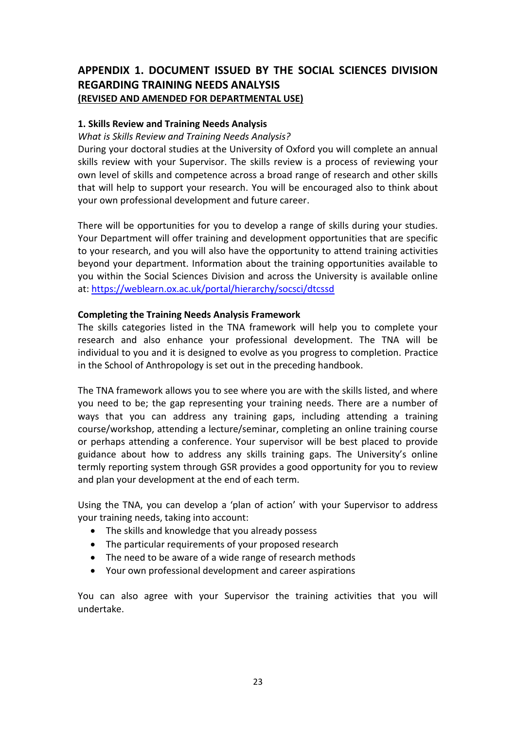## APPENDIX 1. DOCUMENT ISSUED BY THE SOCIAL SCIENCES DIVISION REGARDING TRAINING NEEDS ANALYSIS

**(REVISED AND AMENDED FOR DEPARTMENTAL USE)**

### 1. Skills Review and Training Needs Analysis

*What is Skills Review and Training Needs Analysis?*

During your doctoral studies at the University of Oxford you will complete an annual skills review with your Supervisor. The skills review is a process of reviewing your own level of skills and competence across a broad range of research and other skills that will help to support your research. You will be encouraged also to think about your own professional development and future career.

There will be opportunities for you to develop a range of skills during your studies. Your Department will offer training and development opportunities that are specific to your research, and you will also have the opportunity to attend training activities beyond your department. Information about the training opportunities available to you within the Social Sciences Division and across the University is available online at: https://weblearn.ox.ac.uk/portal/hierarchy/socsci/dtcssd

**Completing the Training Needs Analysis Framework**

The skills categories listed in the TNA framework will help you to complete your research and also enhance your professional development. The TNA will be individual to you and it is designed to evolve as you progress to completion. Practice in the School of Anthropology is set out in the preceding handbook.

The TNA framework allows you to see where you are with the skills listed, and where you need to be; the gap representing your training needs. There are a number of ways that you can address any training gaps, including attending a training course/workshop, attending a lecture/seminar, completing an online training course or perhaps attending a conference. Your supervisor will be best placed to provide guidance about how to address any skills training gaps. The University's online termly reporting system through GSR provides a good opportunity for you to review and plan your development at the end of each term.

Using the TNA, you can develop a 'plan of action' with your Supervisor to address your training needs, taking into account:

- The skills and knowledge that you already possess
- The particular requirements of your proposed research
- The need to be aware of a wide range of research methods
- Your own professional development and career aspirations

You can also agree with your Supervisor the training activities that you will undertake.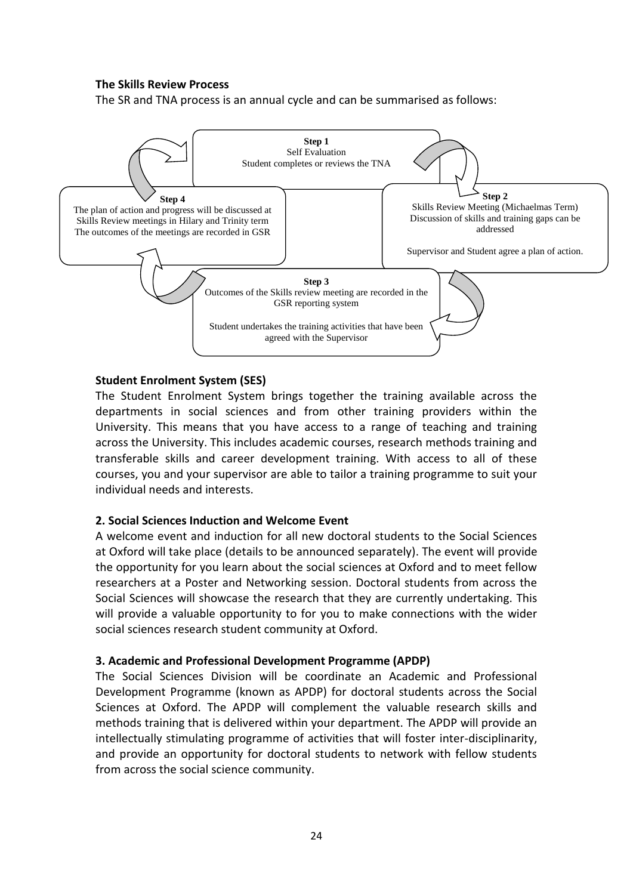**The Skills Review Process**

The SR and TNA process is an annual cycle and can be summarised as follows:

**Step 1**
Self Evaluation
Student completes or reviews the TNA

**Step 2**
Skills Review Meeting (Michaelmas Term)
Discussion of skills and training gaps can be addressed

Supervisor and Student agree a plan of action.

**Step 3**
Outcomes of the Skills review meeting are recorded in the GSR reporting system

Student undertakes the training activities that have been agreed with the Supervisor

**Step 4**
The plan of action and progress will be discussed at Skills Review meetings in Hilary and Trinity term
The outcomes of the meetings are recorded in GSR

**Student Enrolment System (SES)**

The Student Enrolment System brings together the training available across the departments in social sciences and from other training providers within the University. This means that you have access to a range of teaching and training across the University. This includes academic courses, research methods training and transferable skills and career development training. With access to all of these courses, you and your supervisor are able to tailor a training programme to suit your individual needs and interests.

**2. Social Sciences Induction and Welcome Event**

A welcome event and induction for all new doctoral students to the Social Sciences at Oxford will take place (details to be announced separately). The event will provide the opportunity for you learn about the social sciences at Oxford and to meet fellow researchers at a Poster and Networking session. Doctoral students from across the Social Sciences will showcase the research that they are currently undertaking. This will provide a valuable opportunity to for you to make connections with the wider social sciences research student community at Oxford.

**3. Academic and Professional Development Programme (APDP)**

The Social Sciences Division will be coordinate an Academic and Professional Development Programme (known as APDP) for doctoral students across the Social Sciences at Oxford. The APDP will complement the valuable research skills and methods training that is delivered within your department. The APDP will provide an intellectually stimulating programme of activities that will foster inter-disciplinarity, and provide an opportunity for doctoral students to network with fellow students from across the social science community.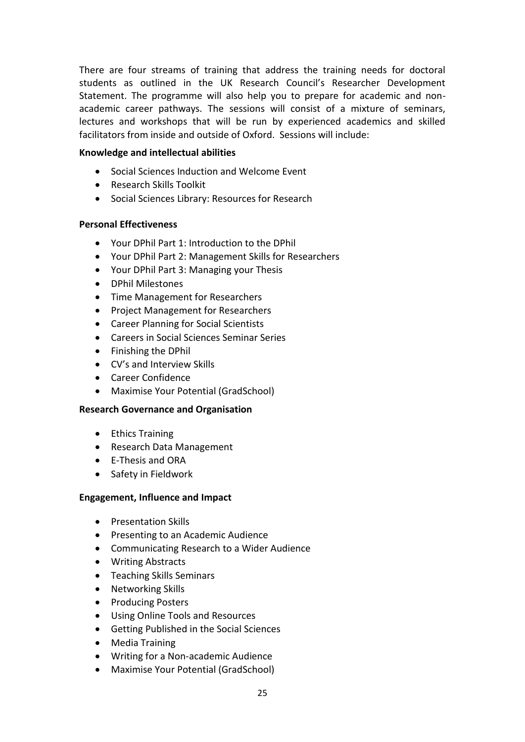There are four streams of training that address the training needs for doctoral students as outlined in the UK Research Council's Researcher Development Statement. The programme will also help you to prepare for academic and non-academic career pathways. The sessions will consist of a mixture of seminars, lectures and workshops that will be run by experienced academics and skilled facilitators from inside and outside of Oxford. Sessions will include:

**Knowledge and intellectual abilities**

- Social Sciences Induction and Welcome Event
- Research Skills Toolkit
- Social Sciences Library: Resources for Research

**Personal Effectiveness**

- Your DPhil Part 1: Introduction to the DPhil
- Your DPhil Part 2: Management Skills for Researchers
- Your DPhil Part 3: Managing your Thesis
- DPhil Milestones
- Time Management for Researchers
- Project Management for Researchers
- Career Planning for Social Scientists
- Careers in Social Sciences Seminar Series
- Finishing the DPhil
- CV's and Interview Skills
- Career Confidence
- Maximise Your Potential (GradSchool)

**Research Governance and Organisation**

- Ethics Training
- Research Data Management
- E-Thesis and ORA
- Safety in Fieldwork

**Engagement, Influence and Impact**

- Presentation Skills
- Presenting to an Academic Audience
- Communicating Research to a Wider Audience
- Writing Abstracts
- Teaching Skills Seminars
- Networking Skills
- Producing Posters
- Using Online Tools and Resources
- Getting Published in the Social Sciences
- Media Training
- Writing for a Non-academic Audience
- Maximise Your Potential (GradSchool)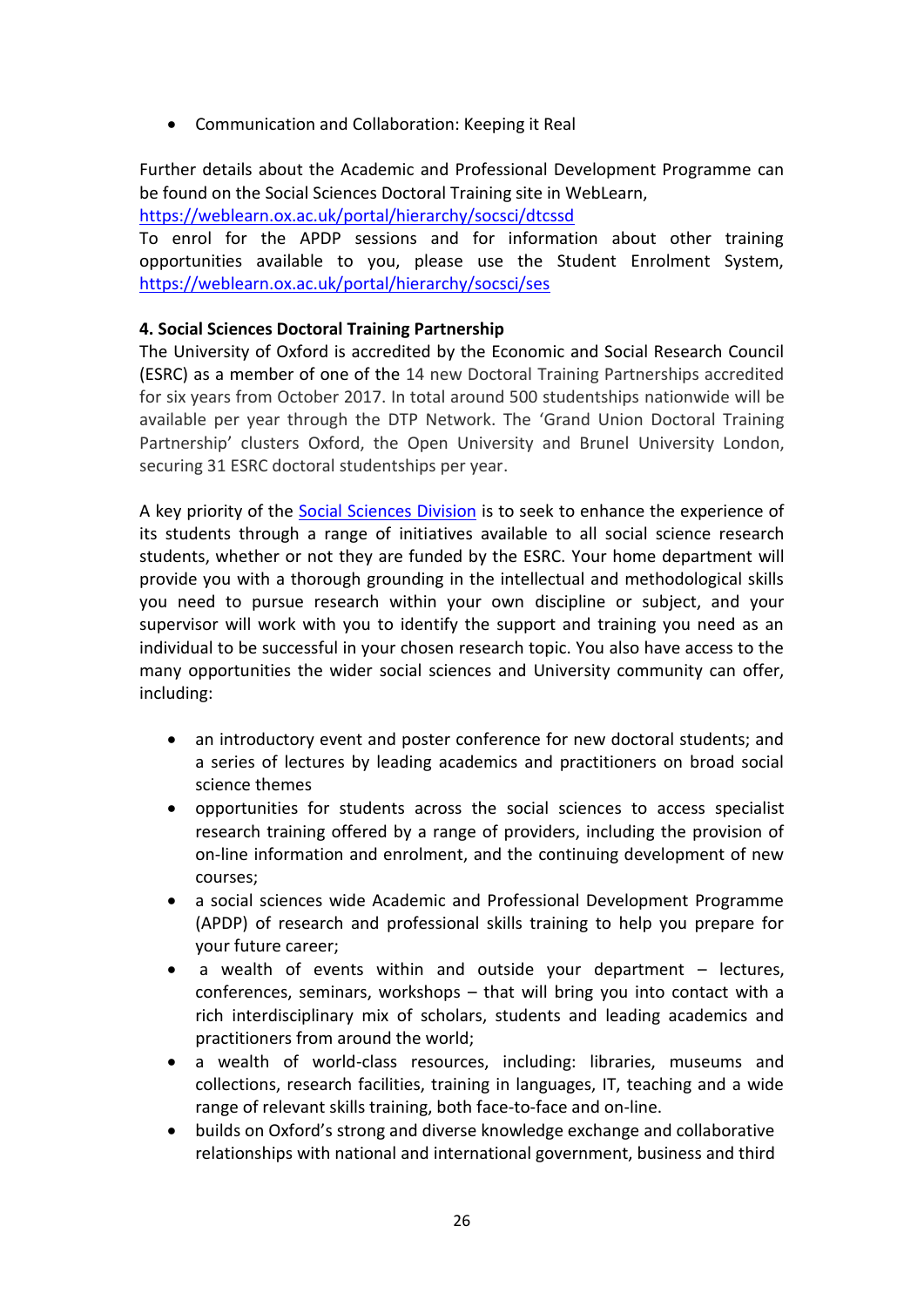- Communication and Collaboration: Keeping it Real

Further details about the Academic and Professional Development Programme can be found on the Social Sciences Doctoral Training site in WebLearn, https://weblearn.ox.ac.uk/portal/hierarchy/socsci/dtcssd
To enrol for the APDP sessions and for information about other training opportunities available to you, please use the Student Enrolment System, https://weblearn.ox.ac.uk/portal/hierarchy/socsci/ses

**4. Social Sciences Doctoral Training Partnership**
The University of Oxford is accredited by the Economic and Social Research Council (ESRC) as a member of one of the 14 new Doctoral Training Partnerships accredited for six years from October 2017. In total around 500 studentships nationwide will be available per year through the DTP Network. The 'Grand Union Doctoral Training Partnership' clusters Oxford, the Open University and Brunel University London, securing 31 ESRC doctoral studentships per year.

A key priority of the Social Sciences Division is to seek to enhance the experience of its students through a range of initiatives available to all social science research students, whether or not they are funded by the ESRC. Your home department will provide you with a thorough grounding in the intellectual and methodological skills you need to pursue research within your own discipline or subject, and your supervisor will work with you to identify the support and training you need as an individual to be successful in your chosen research topic. You also have access to the many opportunities the wider social sciences and University community can offer, including:

- an introductory event and poster conference for new doctoral students; and a series of lectures by leading academics and practitioners on broad social science themes
- opportunities for students across the social sciences to access specialist research training offered by a range of providers, including the provision of on-line information and enrolment, and the continuing development of new courses;
- a social sciences wide Academic and Professional Development Programme (APDP) of research and professional skills training to help you prepare for your future career;
- a wealth of events within and outside your department – lectures, conferences, seminars, workshops – that will bring you into contact with a rich interdisciplinary mix of scholars, students and leading academics and practitioners from around the world;
- a wealth of world-class resources, including: libraries, museums and collections, research facilities, training in languages, IT, teaching and a wide range of relevant skills training, both face-to-face and on-line.
- builds on Oxford's strong and diverse knowledge exchange and collaborative relationships with national and international government, business and third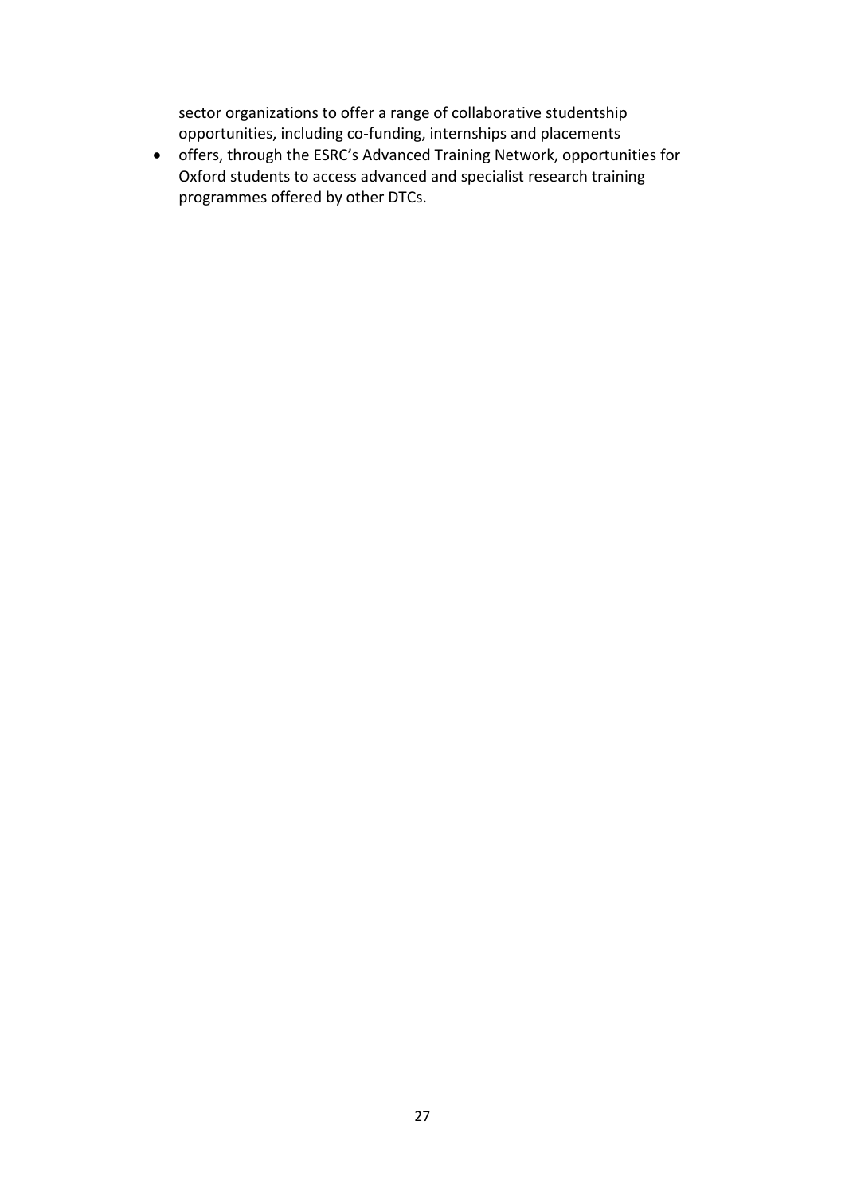sector organizations to offer a range of collaborative studentship opportunities, including co-funding, internships and placements

- offers, through the ESRC's Advanced Training Network, opportunities for Oxford students to access advanced and specialist research training programmes offered by other DTCs.